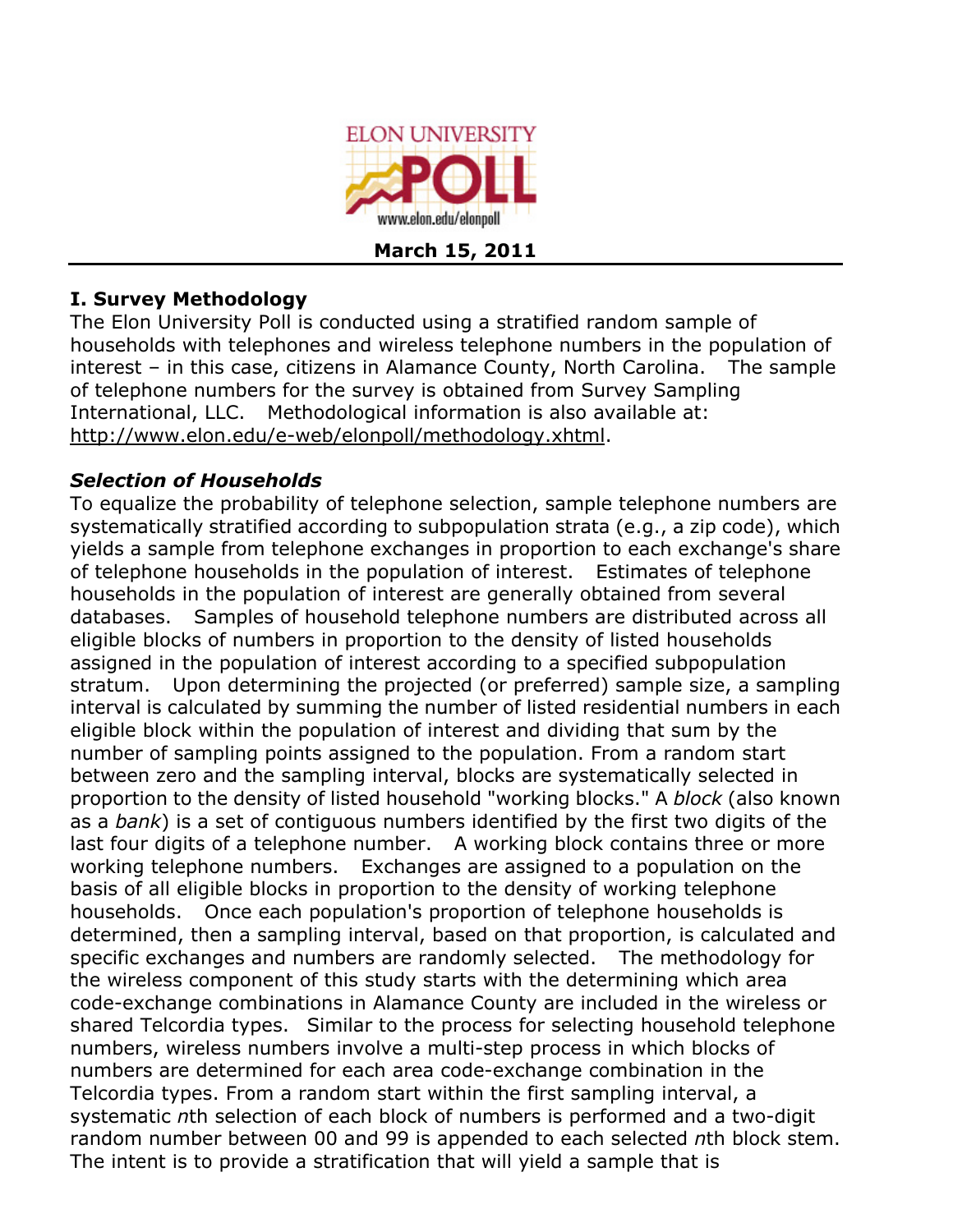ELON UNIVERSITY POLL

www.elon.edu/elonpoll

**March 15, 2011**

## I. Survey Methodology

The Elon University Poll is conducted using a stratified random sample of households with telephones and wireless telephone numbers in the population of interest – in this case, citizens in Alamance County, North Carolina. The sample of telephone numbers for the survey is obtained from Survey Sampling International, LLC. Methodological information is also available at: http://www.elon.edu/e-web/elonpoll/methodology.xhtml.

### *Selection of Households*

To equalize the probability of telephone selection, sample telephone numbers are systematically stratified according to subpopulation strata (e.g., a zip code), which yields a sample from telephone exchanges in proportion to each exchange's share of telephone households in the population of interest. Estimates of telephone households in the population of interest are generally obtained from several databases. Samples of household telephone numbers are distributed across all eligible blocks of numbers in proportion to the density of listed households assigned in the population of interest according to a specified subpopulation stratum. Upon determining the projected (or preferred) sample size, a sampling interval is calculated by summing the number of listed residential numbers in each eligible block within the population of interest and dividing that sum by the number of sampling points assigned to the population. From a random start between zero and the sampling interval, blocks are systematically selected in proportion to the density of listed household "working blocks." A *block* (also known as a *bank*) is a set of contiguous numbers identified by the first two digits of the last four digits of a telephone number. A working block contains three or more working telephone numbers. Exchanges are assigned to a population on the basis of all eligible blocks in proportion to the density of working telephone households. Once each population's proportion of telephone households is determined, then a sampling interval, based on that proportion, is calculated and specific exchanges and numbers are randomly selected. The methodology for the wireless component of this study starts with the determining which area code-exchange combinations in Alamance County are included in the wireless or shared Telcordia types. Similar to the process for selecting household telephone numbers, wireless numbers involve a multi-step process in which blocks of numbers are determined for each area code-exchange combination in the Telcordia types. From a random start within the first sampling interval, a systematic *n*th selection of each block of numbers is performed and a two-digit random number between 00 and 99 is appended to each selected *n*th block stem. The intent is to provide a stratification that will yield a sample that is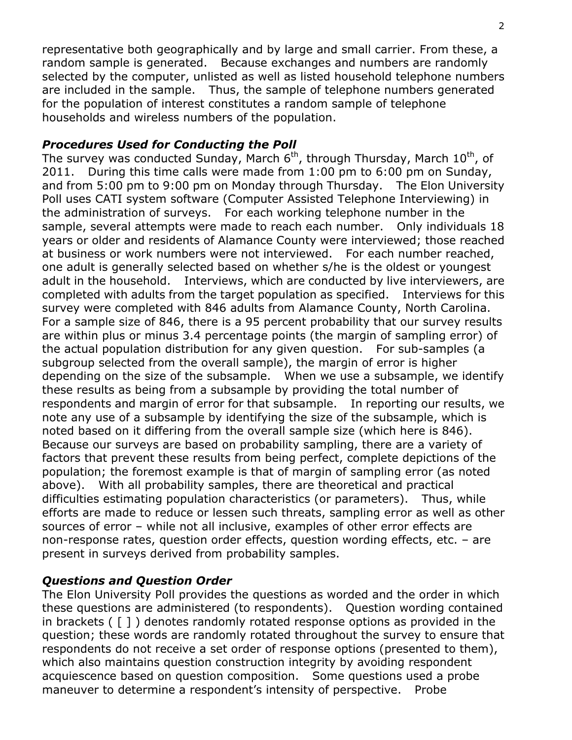representative both geographically and by large and small carrier. From these, a random sample is generated. Because exchanges and numbers are randomly selected by the computer, unlisted as well as listed household telephone numbers are included in the sample. Thus, the sample of telephone numbers generated for the population of interest constitutes a random sample of telephone households and wireless numbers of the population.

### *Procedures Used for Conducting the Poll*

The survey was conducted Sunday, March 6th, through Thursday, March 10th, of 2011. During this time calls were made from 1:00 pm to 6:00 pm on Sunday, and from 5:00 pm to 9:00 pm on Monday through Thursday. The Elon University Poll uses CATI system software (Computer Assisted Telephone Interviewing) in the administration of surveys. For each working telephone number in the sample, several attempts were made to reach each number. Only individuals 18 years or older and residents of Alamance County were interviewed; those reached at business or work numbers were not interviewed. For each number reached, one adult is generally selected based on whether s/he is the oldest or youngest adult in the household. Interviews, which are conducted by live interviewers, are completed with adults from the target population as specified. Interviews for this survey were completed with 846 adults from Alamance County, North Carolina. For a sample size of 846, there is a 95 percent probability that our survey results are within plus or minus 3.4 percentage points (the margin of sampling error) of the actual population distribution for any given question. For sub-samples (a subgroup selected from the overall sample), the margin of error is higher depending on the size of the subsample. When we use a subsample, we identify these results as being from a subsample by providing the total number of respondents and margin of error for that subsample. In reporting our results, we note any use of a subsample by identifying the size of the subsample, which is noted based on it differing from the overall sample size (which here is 846). Because our surveys are based on probability sampling, there are a variety of factors that prevent these results from being perfect, complete depictions of the population; the foremost example is that of margin of sampling error (as noted above). With all probability samples, there are theoretical and practical difficulties estimating population characteristics (or parameters). Thus, while efforts are made to reduce or lessen such threats, sampling error as well as other sources of error – while not all inclusive, examples of other error effects are non-response rates, question order effects, question wording effects, etc. – are present in surveys derived from probability samples.

### *Questions and Question Order*

The Elon University Poll provides the questions as worded and the order in which these questions are administered (to respondents). Question wording contained in brackets ( [ ] ) denotes randomly rotated response options as provided in the question; these words are randomly rotated throughout the survey to ensure that respondents do not receive a set order of response options (presented to them), which also maintains question construction integrity by avoiding respondent acquiescence based on question composition. Some questions used a probe maneuver to determine a respondent's intensity of perspective. Probe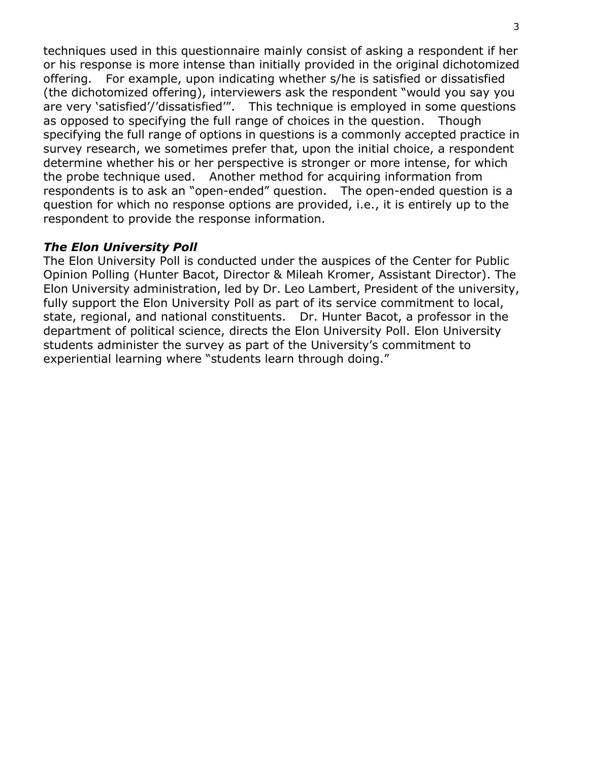techniques used in this questionnaire mainly consist of asking a respondent if her or his response is more intense than initially provided in the original dichotomized offering. For example, upon indicating whether s/he is satisfied or dissatisfied (the dichotomized offering), interviewers ask the respondent "would you say you are very 'satisfied'/'dissatisfied'". This technique is employed in some questions as opposed to specifying the full range of choices in the question. Though specifying the full range of options in questions is a commonly accepted practice in survey research, we sometimes prefer that, upon the initial choice, a respondent determine whether his or her perspective is stronger or more intense, for which the probe technique used. Another method for acquiring information from respondents is to ask an "open-ended" question. The open-ended question is a question for which no response options are provided, i.e., it is entirely up to the respondent to provide the response information.

### ***The Elon University Poll***

The Elon University Poll is conducted under the auspices of the Center for Public Opinion Polling (Hunter Bacot, Director & Mileah Kromer, Assistant Director). The Elon University administration, led by Dr. Leo Lambert, President of the university, fully support the Elon University Poll as part of its service commitment to local, state, regional, and national constituents. Dr. Hunter Bacot, a professor in the department of political science, directs the Elon University Poll. Elon University students administer the survey as part of the University's commitment to experiential learning where "students learn through doing."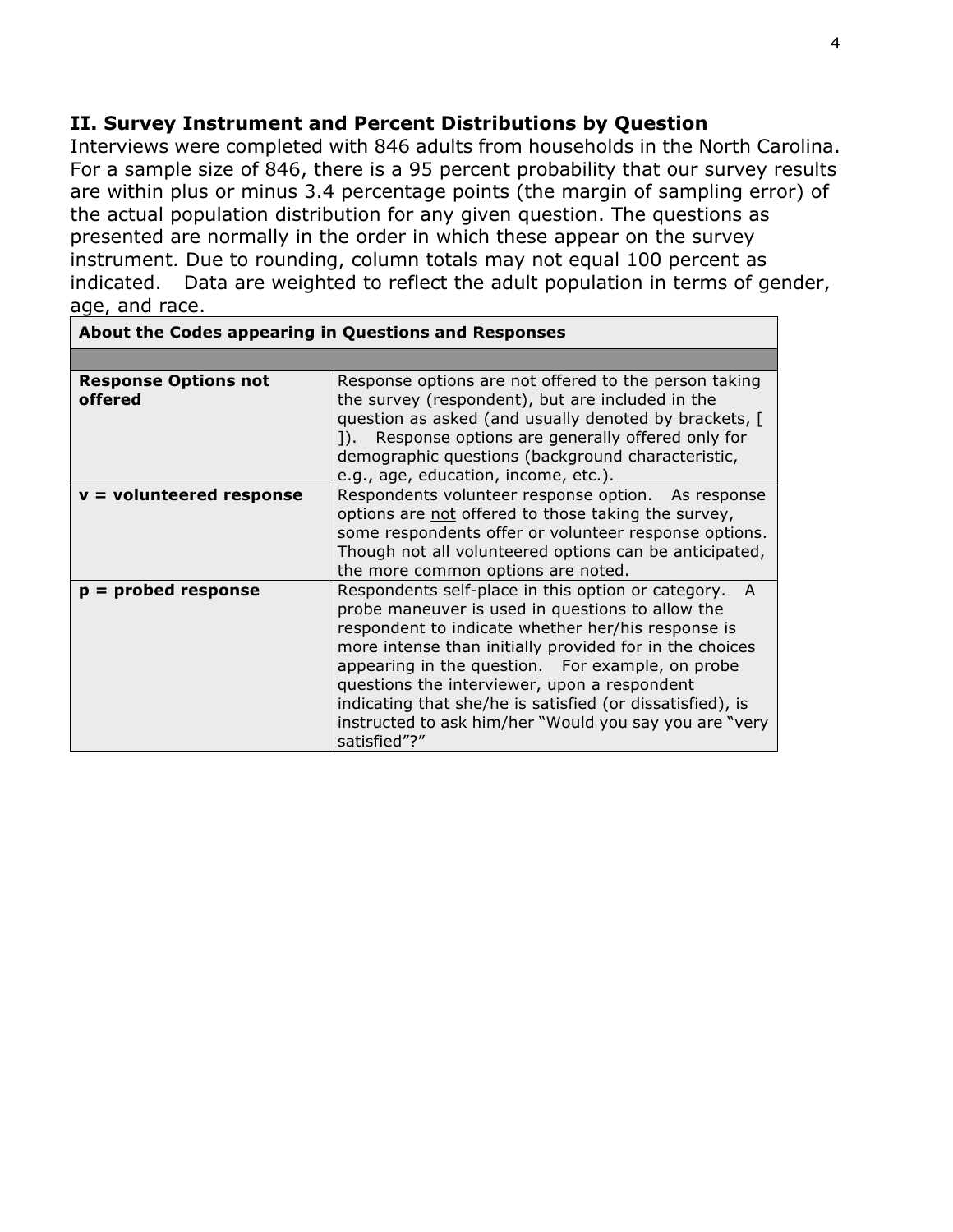## II. Survey Instrument and Percent Distributions by Question

Interviews were completed with 846 adults from households in the North Carolina. For a sample size of 846, there is a 95 percent probability that our survey results are within plus or minus 3.4 percentage points (the margin of sampling error) of the actual population distribution for any given question. The questions as presented are normally in the order in which these appear on the survey instrument. Due to rounding, column totals may not equal 100 percent as indicated. Data are weighted to reflect the adult population in terms of gender, age, and race.

| About the Codes appearing in Questions and Responses | |
|---|---|
| | |
| **Response Options not offered** | Response options are not offered to the person taking the survey (respondent), but are included in the question as asked (and usually denoted by brackets, [ ]). Response options are generally offered only for demographic questions (background characteristic, e.g., age, education, income, etc.). |
| **v = volunteered response** | Respondents volunteer response option. As response options are not offered to those taking the survey, some respondents offer or volunteer response options. Though not all volunteered options can be anticipated, the more common options are noted. |
| **p = probed response** | Respondents self-place in this option or category. A probe maneuver is used in questions to allow the respondent to indicate whether her/his response is more intense than initially provided for in the choices appearing in the question. For example, on probe questions the interviewer, upon a respondent indicating that she/he is satisfied (or dissatisfied), is instructed to ask him/her "Would you say you are "very satisfied"?" |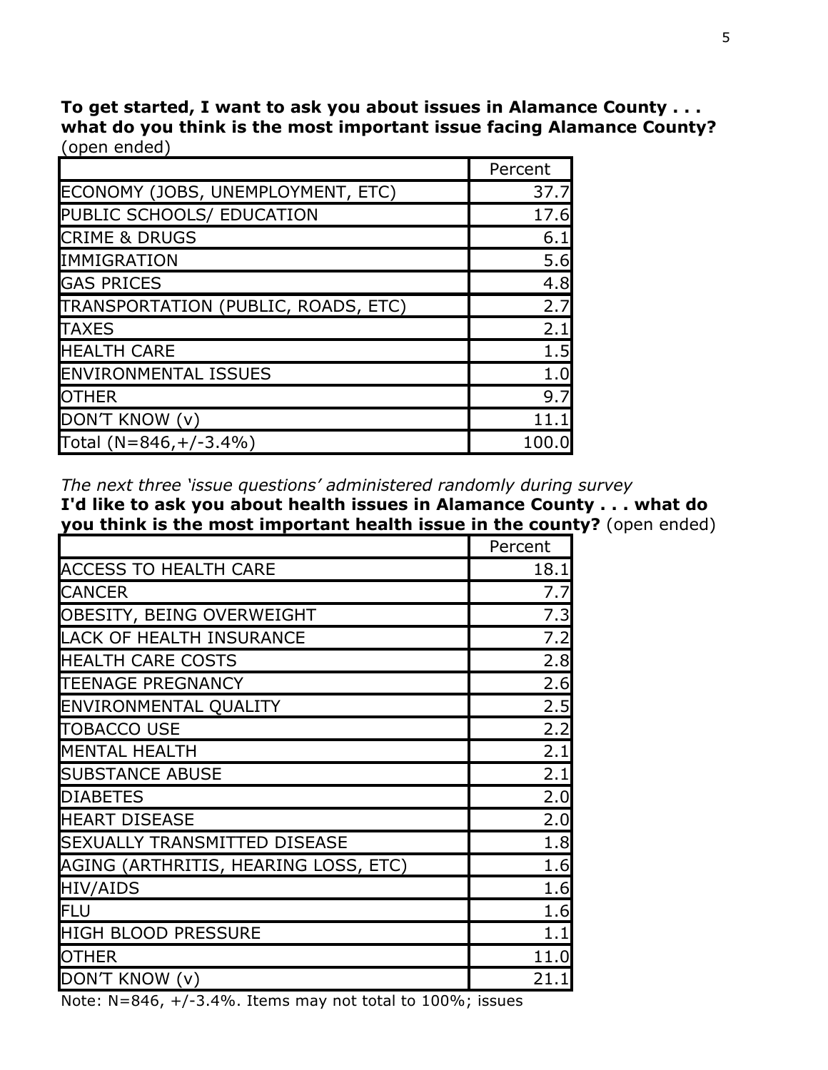**To get started, I want to ask you about issues in Alamance County . . . what do you think is the most important issue facing Alamance County?** (open ended)

| | Percent |
|---|---|
| ECONOMY (JOBS, UNEMPLOYMENT, ETC) | 37.7 |
| PUBLIC SCHOOLS/ EDUCATION | 17.6 |
| CRIME & DRUGS | 6.1 |
| IMMIGRATION | 5.6 |
| GAS PRICES | 4.8 |
| TRANSPORTATION (PUBLIC, ROADS, ETC) | 2.7 |
| TAXES | 2.1 |
| HEALTH CARE | 1.5 |
| ENVIRONMENTAL ISSUES | 1.0 |
| OTHER | 9.7 |
| DON'T KNOW (v) | 11.1 |
| Total (N=846,+/-3.4%) | 100.0 |

*The next three 'issue questions' administered randomly during survey*

**I'd like to ask you about health issues in Alamance County . . . what do you think is the most important health issue in the county?** (open ended)

| | Percent |
|---|---|
| ACCESS TO HEALTH CARE | 18.1 |
| CANCER | 7.7 |
| OBESITY, BEING OVERWEIGHT | 7.3 |
| LACK OF HEALTH INSURANCE | 7.2 |
| HEALTH CARE COSTS | 2.8 |
| TEENAGE PREGNANCY | 2.6 |
| ENVIRONMENTAL QUALITY | 2.5 |
| TOBACCO USE | 2.2 |
| MENTAL HEALTH | 2.1 |
| SUBSTANCE ABUSE | 2.1 |
| DIABETES | 2.0 |
| HEART DISEASE | 2.0 |
| SEXUALLY TRANSMITTED DISEASE | 1.8 |
| AGING (ARTHRITIS, HEARING LOSS, ETC) | 1.6 |
| HIV/AIDS | 1.6 |
| FLU | 1.6 |
| HIGH BLOOD PRESSURE | 1.1 |
| OTHER | 11.0 |
| DON'T KNOW (v) | 21.1 |

Note: N=846, +/-3.4%. Items may not total to 100%; issues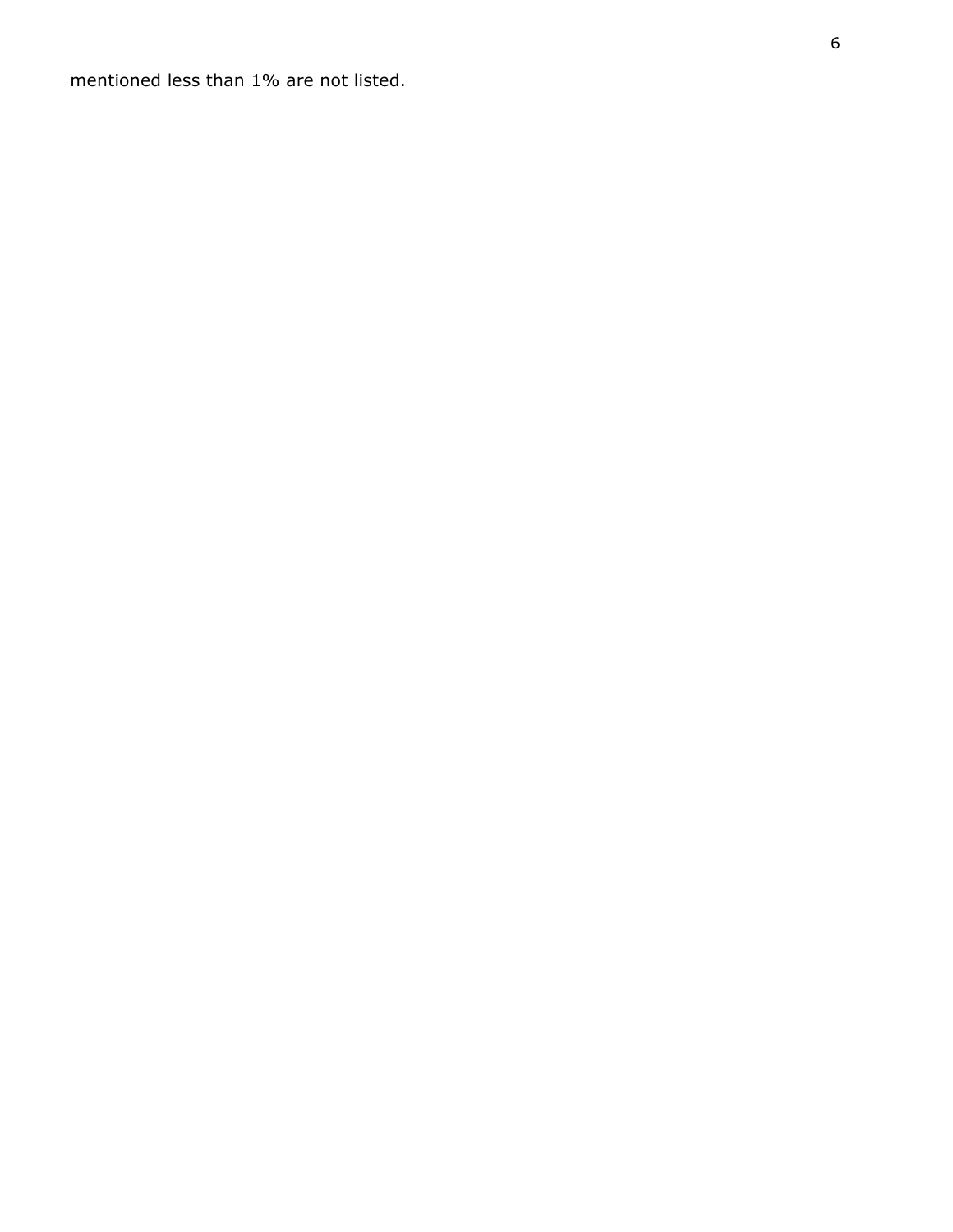mentioned less than 1% are not listed.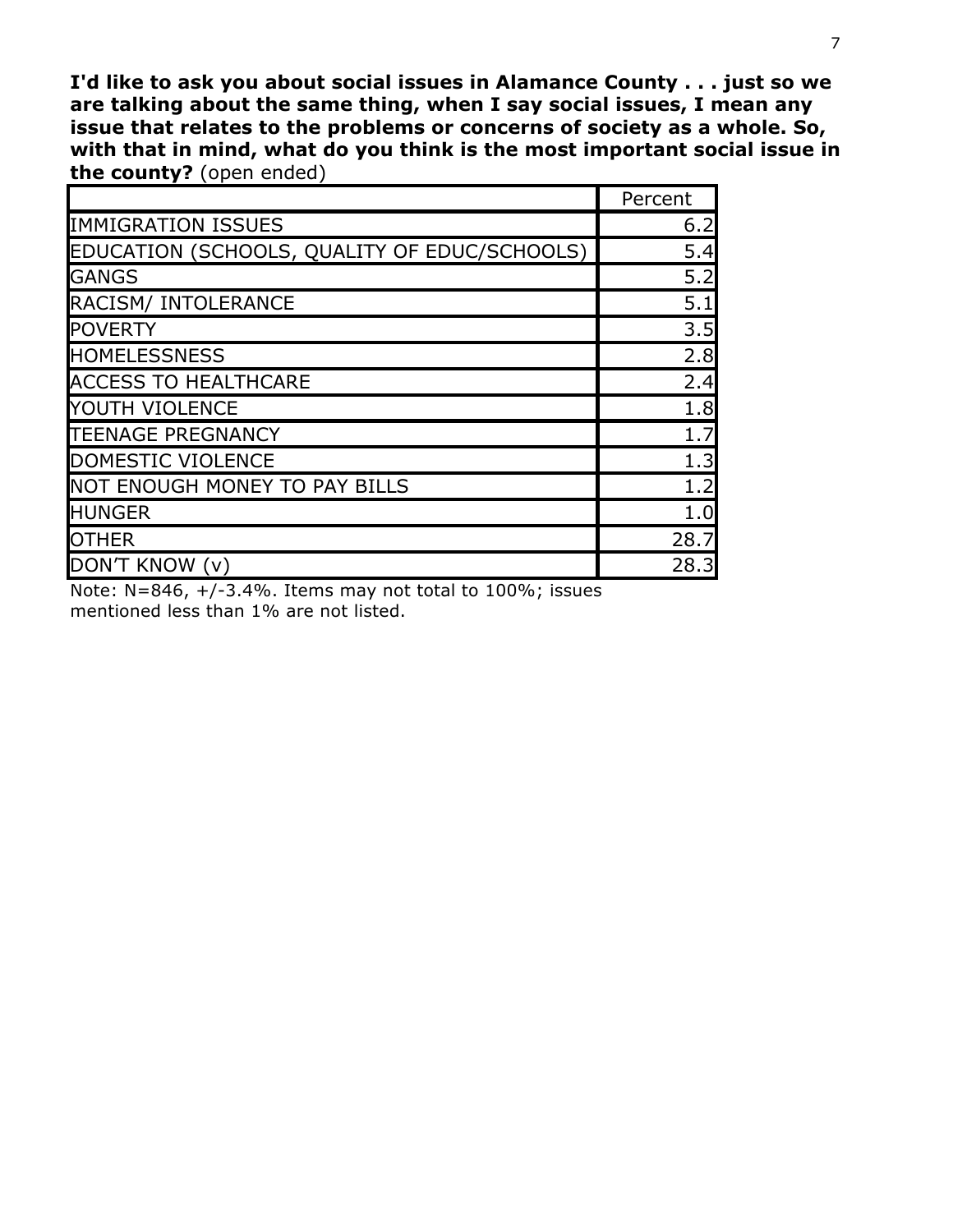**I'd like to ask you about social issues in Alamance County . . . just so we are talking about the same thing, when I say social issues, I mean any issue that relates to the problems or concerns of society as a whole. So, with that in mind, what do you think is the most important social issue in the county?** (open ended)

| | Percent |
|---|---|
| IMMIGRATION ISSUES | 6.2 |
| EDUCATION (SCHOOLS, QUALITY OF EDUC/SCHOOLS) | 5.4 |
| GANGS | 5.2 |
| RACISM/ INTOLERANCE | 5.1 |
| POVERTY | 3.5 |
| HOMELESSNESS | 2.8 |
| ACCESS TO HEALTHCARE | 2.4 |
| YOUTH VIOLENCE | 1.8 |
| TEENAGE PREGNANCY | 1.7 |
| DOMESTIC VIOLENCE | 1.3 |
| NOT ENOUGH MONEY TO PAY BILLS | 1.2 |
| HUNGER | 1.0 |
| OTHER | 28.7 |
| DON'T KNOW (v) | 28.3 |

Note: N=846, +/-3.4%. Items may not total to 100%; issues mentioned less than 1% are not listed.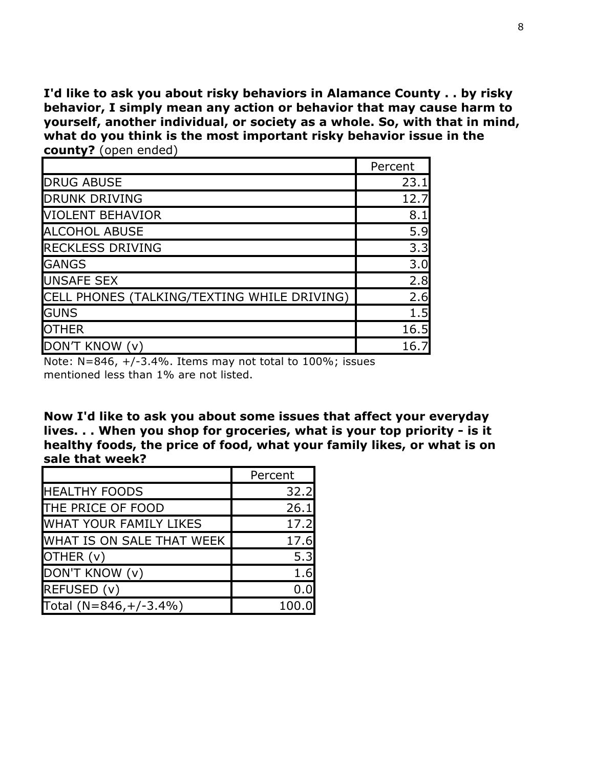**I'd like to ask you about risky behaviors in Alamance County . . by risky behavior, I simply mean any action or behavior that may cause harm to yourself, another individual, or society as a whole. So, with that in mind, what do you think is the most important risky behavior issue in the county?** (open ended)

| | Percent |
|---|---|
| DRUG ABUSE | 23.1 |
| DRUNK DRIVING | 12.7 |
| VIOLENT BEHAVIOR | 8.1 |
| ALCOHOL ABUSE | 5.9 |
| RECKLESS DRIVING | 3.3 |
| GANGS | 3.0 |
| UNSAFE SEX | 2.8 |
| CELL PHONES (TALKING/TEXTING WHILE DRIVING) | 2.6 |
| GUNS | 1.5 |
| OTHER | 16.5 |
| DON'T KNOW (v) | 16.7 |

Note: N=846, +/-3.4%. Items may not total to 100%; issues mentioned less than 1% are not listed.

**Now I'd like to ask you about some issues that affect your everyday lives. . . When you shop for groceries, what is your top priority - is it healthy foods, the price of food, what your family likes, or what is on sale that week?**

| | Percent |
|---|---|
| HEALTHY FOODS | 32.2 |
| THE PRICE OF FOOD | 26.1 |
| WHAT YOUR FAMILY LIKES | 17.2 |
| WHAT IS ON SALE THAT WEEK | 17.6 |
| OTHER (v) | 5.3 |
| DON'T KNOW (v) | 1.6 |
| REFUSED (v) | 0.0 |
| Total (N=846,+/-3.4%) | 100.0 |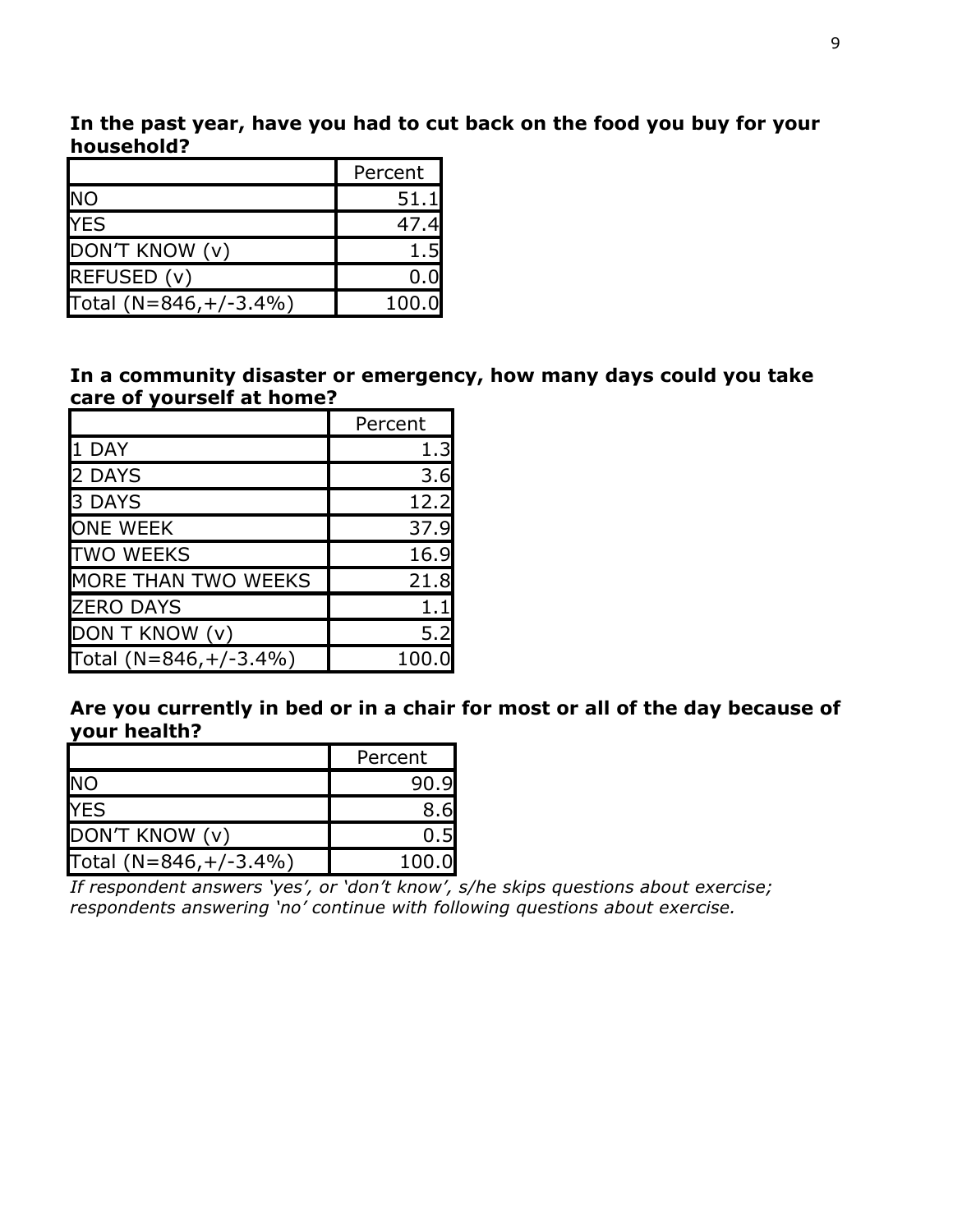**In the past year, have you had to cut back on the food you buy for your household?**

| | Percent |
|---|---:|
| NO | 51.1 |
| YES | 47.4 |
| DON'T KNOW (v) | 1.5 |
| REFUSED (v) | 0.0 |
| Total (N=846,+/-3.4%) | 100.0 |

**In a community disaster or emergency, how many days could you take care of yourself at home?**

| | Percent |
|---|---:|
| 1 DAY | 1.3 |
| 2 DAYS | 3.6 |
| 3 DAYS | 12.2 |
| ONE WEEK | 37.9 |
| TWO WEEKS | 16.9 |
| MORE THAN TWO WEEKS | 21.8 |
| ZERO DAYS | 1.1 |
| DON T KNOW (v) | 5.2 |
| Total (N=846,+/-3.4%) | 100.0 |

**Are you currently in bed or in a chair for most or all of the day because of your health?**

| | Percent |
|---|---:|
| NO | 90.9 |
| YES | 8.6 |
| DON'T KNOW (v) | 0.5 |
| Total (N=846,+/-3.4%) | 100.0 |

*If respondent answers 'yes', or 'don't know', s/he skips questions about exercise; respondents answering 'no' continue with following questions about exercise.*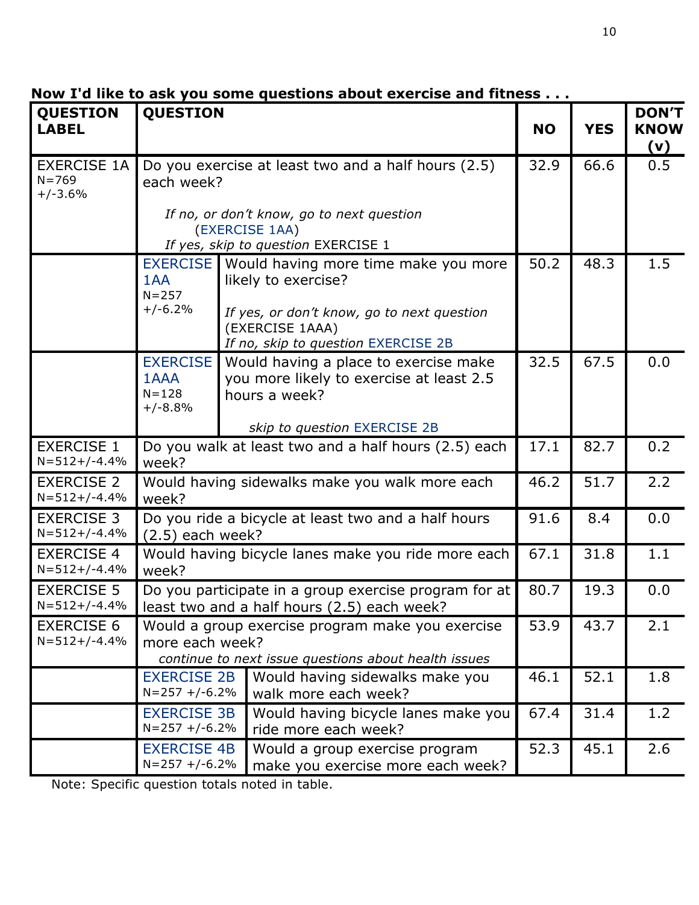**Now I'd like to ask you some questions about exercise and fitness . . .**

| QUESTION LABEL | QUESTION | | NO | YES | DON'T KNOW (v) |
|---|---|---|---|---|---|
| EXERCISE 1A N=769 +/-3.6% | Do you exercise at least two and a half hours (2.5) each week? *If no, or don't know, go to next question* (EXERCISE 1AA) *If yes, skip to question* EXERCISE 1 | | 32.9 | 66.6 | 0.5 |
| | EXERCISE 1AA N=257 +/-6.2% | Would having more time make you more likely to exercise? *If yes, or don't know, go to next question* (EXERCISE 1AAA) *If no, skip to question* EXERCISE 2B | 50.2 | 48.3 | 1.5 |
| | EXERCISE 1AAA N=128 +/-8.8% | Would having a place to exercise make you more likely to exercise at least 2.5 hours a week? *skip to question* EXERCISE 2B | 32.5 | 67.5 | 0.0 |
| EXERCISE 1 N=512+/-4.4% | Do you walk at least two and a half hours (2.5) each week? | | 17.1 | 82.7 | 0.2 |
| EXERCISE 2 N=512+/-4.4% | Would having sidewalks make you walk more each week? | | 46.2 | 51.7 | 2.2 |
| EXERCISE 3 N=512+/-4.4% | Do you ride a bicycle at least two and a half hours (2.5) each week? | | 91.6 | 8.4 | 0.0 |
| EXERCISE 4 N=512+/-4.4% | Would having bicycle lanes make you ride more each week? | | 67.1 | 31.8 | 1.1 |
| EXERCISE 5 N=512+/-4.4% | Do you participate in a group exercise program for at least two and a half hours (2.5) each week? | | 80.7 | 19.3 | 0.0 |
| EXERCISE 6 N=512+/-4.4% | Would a group exercise program make you exercise more each week? *continue to next issue questions about health issues* | | 53.9 | 43.7 | 2.1 |
| | EXERCISE 2B N=257 +/-6.2% | Would having sidewalks make you walk more each week? | 46.1 | 52.1 | 1.8 |
| | EXERCISE 3B N=257 +/-6.2% | Would having bicycle lanes make you ride more each week? | 67.4 | 31.4 | 1.2 |
| | EXERCISE 4B N=257 +/-6.2% | Would a group exercise program make you exercise more each week? | 52.3 | 45.1 | 2.6 |

Note: Specific question totals noted in table.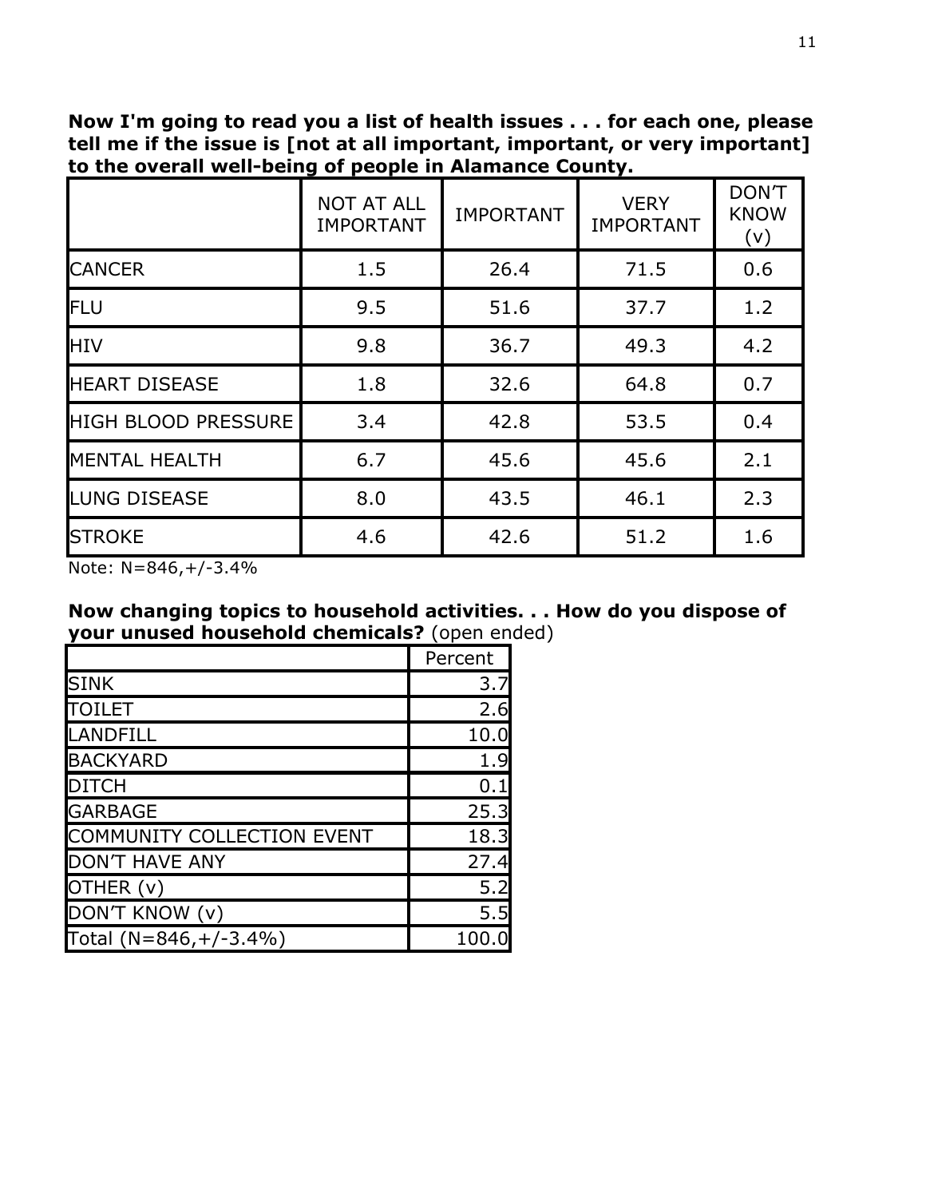**Now I'm going to read you a list of health issues . . . for each one, please tell me if the issue is [not at all important, important, or very important] to the overall well-being of people in Alamance County.**

| | NOT AT ALL IMPORTANT | IMPORTANT | VERY IMPORTANT | DON'T KNOW (v) |
|---|---|---|---|---|
| CANCER | 1.5 | 26.4 | 71.5 | 0.6 |
| FLU | 9.5 | 51.6 | 37.7 | 1.2 |
| HIV | 9.8 | 36.7 | 49.3 | 4.2 |
| HEART DISEASE | 1.8 | 32.6 | 64.8 | 0.7 |
| HIGH BLOOD PRESSURE | 3.4 | 42.8 | 53.5 | 0.4 |
| MENTAL HEALTH | 6.7 | 45.6 | 45.6 | 2.1 |
| LUNG DISEASE | 8.0 | 43.5 | 46.1 | 2.3 |
| STROKE | 4.6 | 42.6 | 51.2 | 1.6 |

Note: N=846,+/-3.4%

**Now changing topics to household activities. . . How do you dispose of your unused household chemicals?** (open ended)

| | Percent |
|---|---|
| SINK | 3.7 |
| TOILET | 2.6 |
| LANDFILL | 10.0 |
| BACKYARD | 1.9 |
| DITCH | 0.1 |
| GARBAGE | 25.3 |
| COMMUNITY COLLECTION EVENT | 18.3 |
| DON'T HAVE ANY | 27.4 |
| OTHER (v) | 5.2 |
| DON'T KNOW (v) | 5.5 |
| Total (N=846,+/-3.4%) | 100.0 |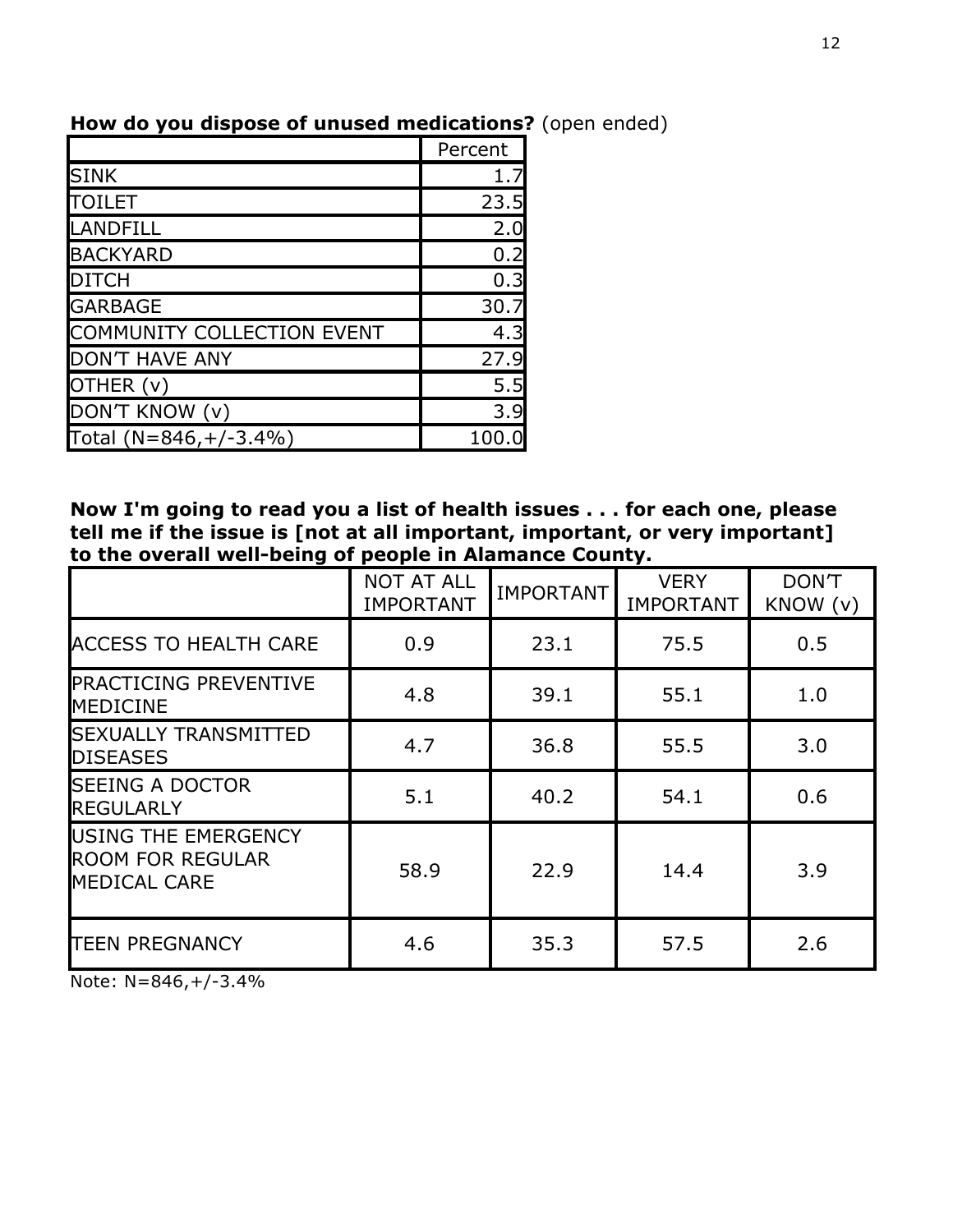**How do you dispose of unused medications?** (open ended)

| | Percent |
|---|---|
| SINK | 1.7 |
| TOILET | 23.5 |
| LANDFILL | 2.0 |
| BACKYARD | 0.2 |
| DITCH | 0.3 |
| GARBAGE | 30.7 |
| COMMUNITY COLLECTION EVENT | 4.3 |
| DON'T HAVE ANY | 27.9 |
| OTHER (v) | 5.5 |
| DON'T KNOW (v) | 3.9 |
| Total (N=846,+/-3.4%) | 100.0 |

**Now I'm going to read you a list of health issues . . . for each one, please tell me if the issue is [not at all important, important, or very important] to the overall well-being of people in Alamance County.**

| | NOT AT ALL IMPORTANT | IMPORTANT | VERY IMPORTANT | DON'T KNOW (v) |
|---|---|---|---|---|
| ACCESS TO HEALTH CARE | 0.9 | 23.1 | 75.5 | 0.5 |
| PRACTICING PREVENTIVE MEDICINE | 4.8 | 39.1 | 55.1 | 1.0 |
| SEXUALLY TRANSMITTED DISEASES | 4.7 | 36.8 | 55.5 | 3.0 |
| SEEING A DOCTOR REGULARLY | 5.1 | 40.2 | 54.1 | 0.6 |
| USING THE EMERGENCY ROOM FOR REGULAR MEDICAL CARE | 58.9 | 22.9 | 14.4 | 3.9 |
| TEEN PREGNANCY | 4.6 | 35.3 | 57.5 | 2.6 |

Note: N=846,+/-3.4%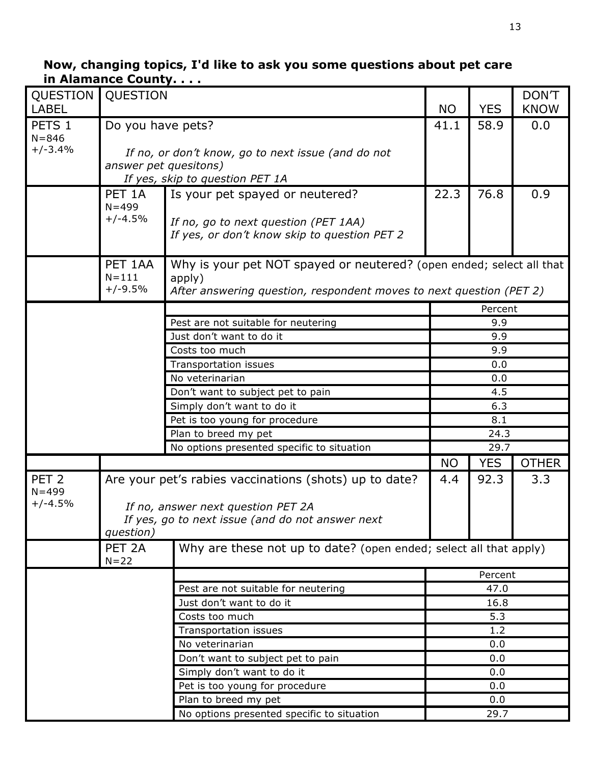**Now, changing topics, I'd like to ask you some questions about pet care in Alamance County. . . .**

| QUESTION LABEL | QUESTION | | NO | YES | DON'T KNOW |
|---|---|---|---|---|---|
| PETS 1<br>N=846<br>+/-3.4% | Do you have pets?<br><br>*If no, or don't know, go to next issue (and do not answer pet quesitons)*<br>*If yes, skip to question PET 1A* | | 41.1 | 58.9 | 0.0 |
| | PET 1A<br>N=499<br>+/-4.5% | Is your pet spayed or neutered?<br><br>*If no, go to next question (PET 1AA)*<br>*If yes, or don't know skip to question PET 2* | 22.3 | 76.8 | 0.9 |
| | PET 1AA<br>N=111<br>+/-9.5% | Why is your pet NOT spayed or neutered? (open ended; select all that apply)<br>*After answering question, respondent moves to next question (PET 2)* | | | |
| | | | Percent | | |
| | | Pest are not suitable for neutering | 9.9 | | |
| | | Just don't want to do it | 9.9 | | |
| | | Costs too much | 9.9 | | |
| | | Transportation issues | 0.0 | | |
| | | No veterinarian | 0.0 | | |
| | | Don't want to subject pet to pain | 4.5 | | |
| | | Simply don't want to do it | 6.3 | | |
| | | Pet is too young for procedure | 8.1 | | |
| | | Plan to breed my pet | 24.3 | | |
| | | No options presented specific to situation | 29.7 | | |
| | | | NO | YES | OTHER |
| PET 2<br>N=499<br>+/-4.5% | Are your pet's rabies vaccinations (shots) up to date?<br><br>*If no, answer next question PET 2A*<br>*If yes, go to next issue (and do not answer next question)* | | 4.4 | 92.3 | 3.3 |
| | PET 2A<br>N=22 | Why are these not up to date? (open ended; select all that apply) | | | |
| | | | Percent | | |
| | | Pest are not suitable for neutering | 47.0 | | |
| | | Just don't want to do it | 16.8 | | |
| | | Costs too much | 5.3 | | |
| | | Transportation issues | 1.2 | | |
| | | No veterinarian | 0.0 | | |
| | | Don't want to subject pet to pain | 0.0 | | |
| | | Simply don't want to do it | 0.0 | | |
| | | Pet is too young for procedure | 0.0 | | |
| | | Plan to breed my pet | 0.0 | | |
| | | No options presented specific to situation | 29.7 | | |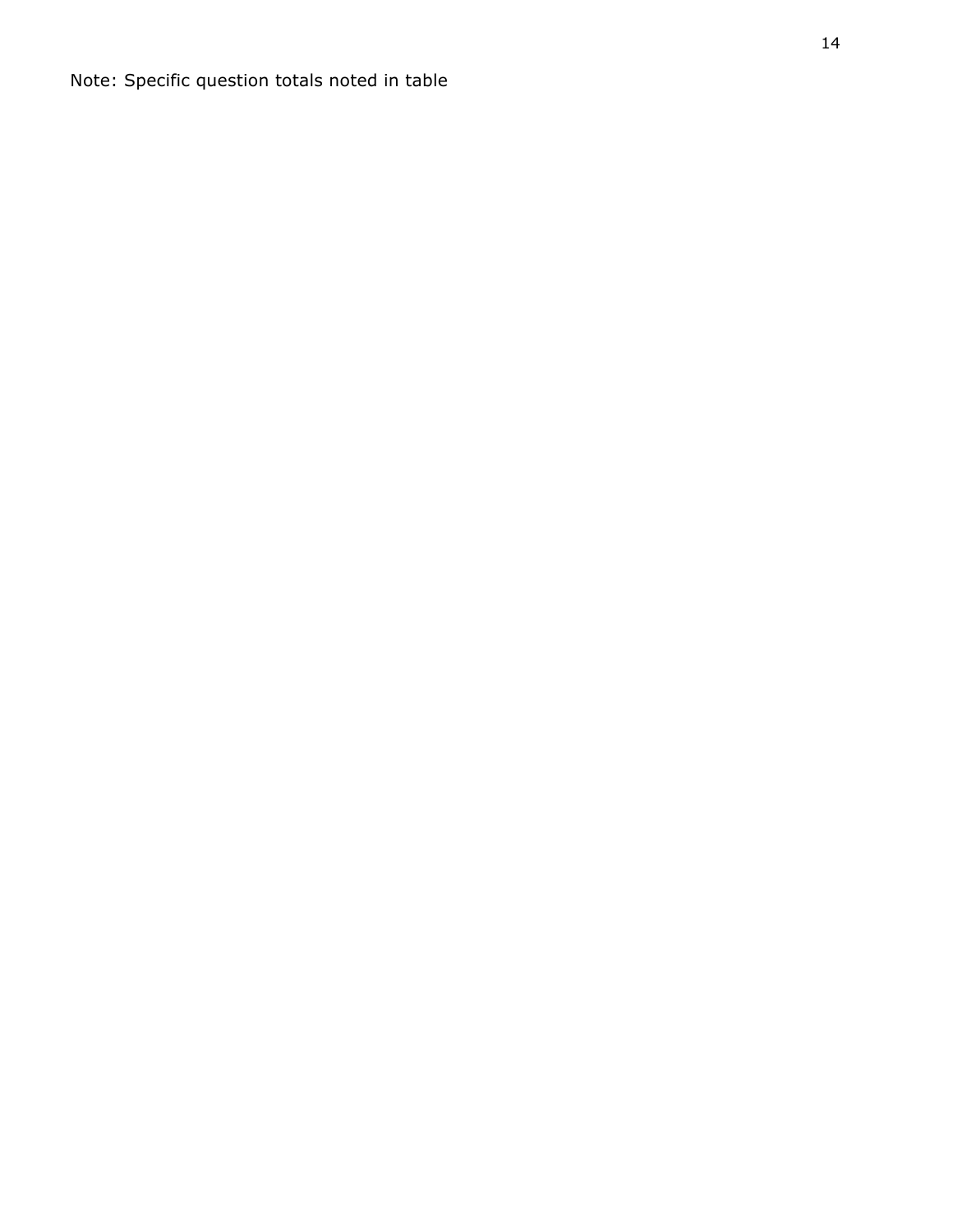Note: Specific question totals noted in table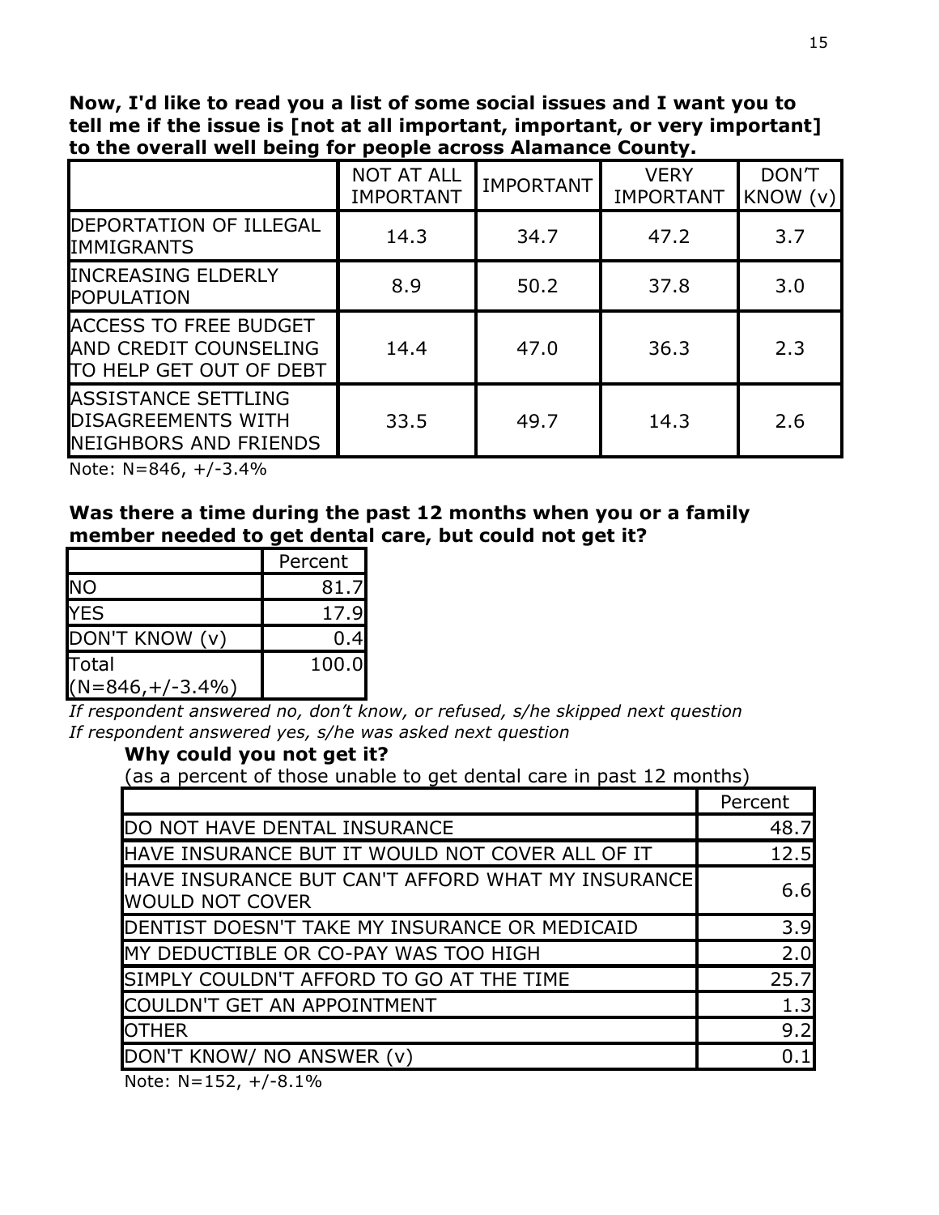**Now, I'd like to read you a list of some social issues and I want you to tell me if the issue is [not at all important, important, or very important] to the overall well being for people across Alamance County.**

| | NOT AT ALL IMPORTANT | IMPORTANT | VERY IMPORTANT | DON'T KNOW (v) |
|---|---|---|---|---|
| DEPORTATION OF ILLEGAL IMMIGRANTS | 14.3 | 34.7 | 47.2 | 3.7 |
| INCREASING ELDERLY POPULATION | 8.9 | 50.2 | 37.8 | 3.0 |
| ACCESS TO FREE BUDGET AND CREDIT COUNSELING TO HELP GET OUT OF DEBT | 14.4 | 47.0 | 36.3 | 2.3 |
| ASSISTANCE SETTLING DISAGREEMENTS WITH NEIGHBORS AND FRIENDS | 33.5 | 49.7 | 14.3 | 2.6 |

Note: N=846, +/-3.4%

**Was there a time during the past 12 months when you or a family member needed to get dental care, but could not get it?**

| | Percent |
|---|---|
| NO | 81.7 |
| YES | 17.9 |
| DON'T KNOW (v) | 0.4 |
| Total (N=846,+/-3.4%) | 100.0 |

*If respondent answered no, don't know, or refused, s/he skipped next question*
*If respondent answered yes, s/he was asked next question*

**Why could you not get it?**
(as a percent of those unable to get dental care in past 12 months)

| | Percent |
|---|---|
| DO NOT HAVE DENTAL INSURANCE | 48.7 |
| HAVE INSURANCE BUT IT WOULD NOT COVER ALL OF IT | 12.5 |
| HAVE INSURANCE BUT CAN'T AFFORD WHAT MY INSURANCE WOULD NOT COVER | 6.6 |
| DENTIST DOESN'T TAKE MY INSURANCE OR MEDICAID | 3.9 |
| MY DEDUCTIBLE OR CO-PAY WAS TOO HIGH | 2.0 |
| SIMPLY COULDN'T AFFORD TO GO AT THE TIME | 25.7 |
| COULDN'T GET AN APPOINTMENT | 1.3 |
| OTHER | 9.2 |
| DON'T KNOW/ NO ANSWER (v) | 0.1 |

Note: N=152, +/-8.1%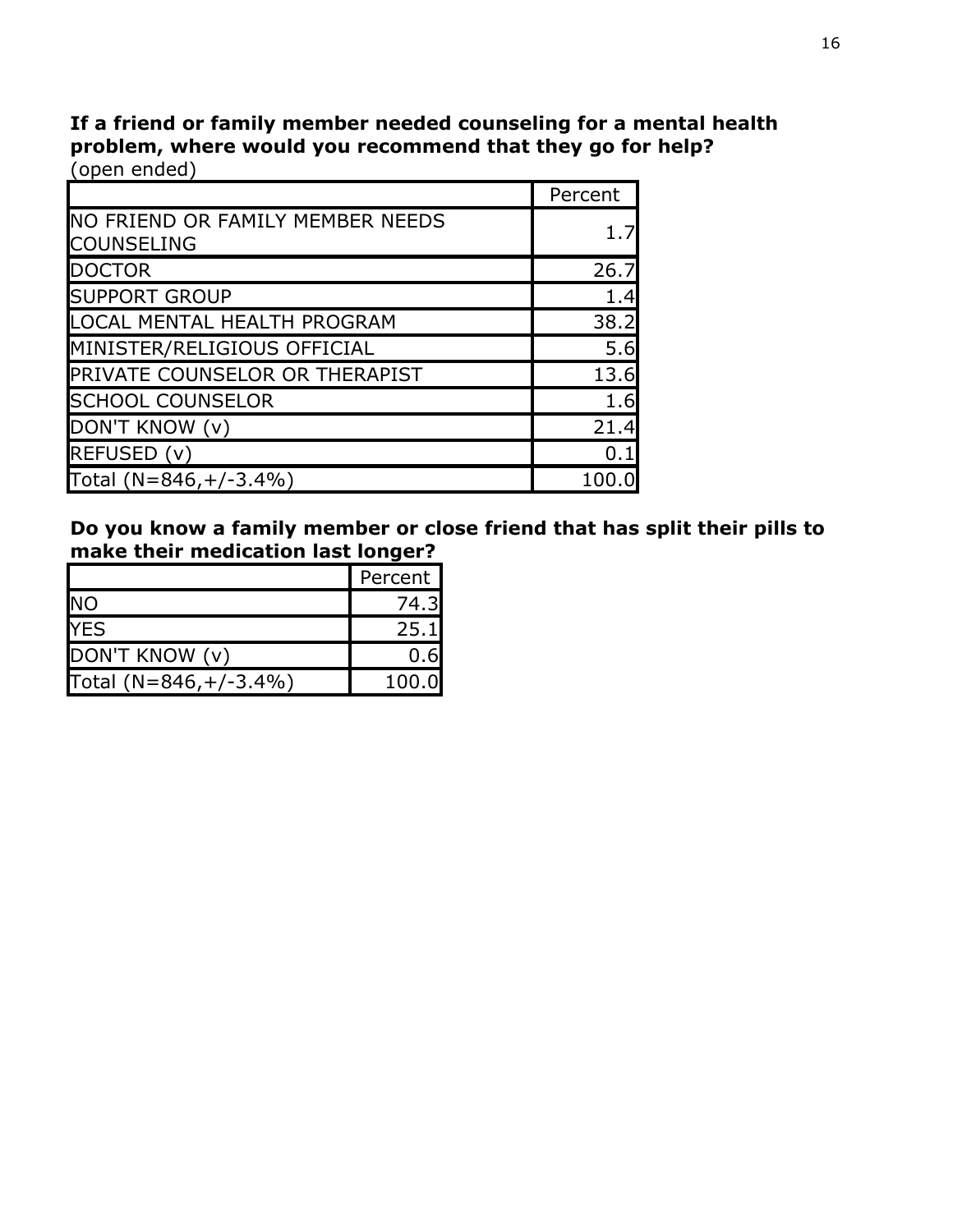**If a friend or family member needed counseling for a mental health problem, where would you recommend that they go for help?**
(open ended)

| | Percent |
|---|---|
| NO FRIEND OR FAMILY MEMBER NEEDS COUNSELING | 1.7 |
| DOCTOR | 26.7 |
| SUPPORT GROUP | 1.4 |
| LOCAL MENTAL HEALTH PROGRAM | 38.2 |
| MINISTER/RELIGIOUS OFFICIAL | 5.6 |
| PRIVATE COUNSELOR OR THERAPIST | 13.6 |
| SCHOOL COUNSELOR | 1.6 |
| DON'T KNOW (v) | 21.4 |
| REFUSED (v) | 0.1 |
| Total (N=846,+/-3.4%) | 100.0 |

**Do you know a family member or close friend that has split their pills to make their medication last longer?**

| | Percent |
|---|---|
| NO | 74.3 |
| YES | 25.1 |
| DON'T KNOW (v) | 0.6 |
| Total (N=846,+/-3.4%) | 100.0 |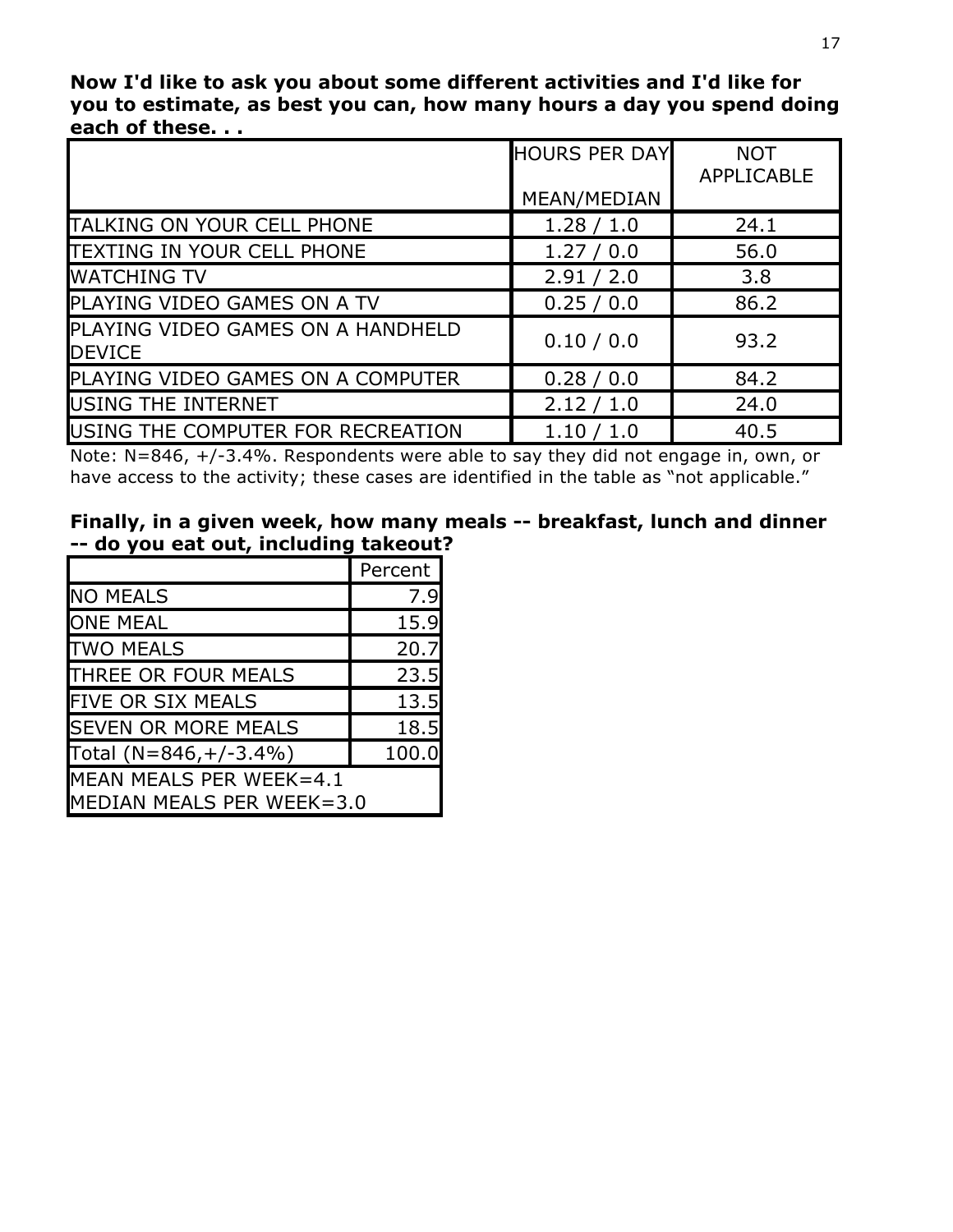**Now I'd like to ask you about some different activities and I'd like for you to estimate, as best you can, how many hours a day you spend doing each of these. . .**

| | HOURS PER DAY MEAN/MEDIAN | NOT APPLICABLE |
|---|---|---|
| TALKING ON YOUR CELL PHONE | 1.28 / 1.0 | 24.1 |
| TEXTING IN YOUR CELL PHONE | 1.27 / 0.0 | 56.0 |
| WATCHING TV | 2.91 / 2.0 | 3.8 |
| PLAYING VIDEO GAMES ON A TV | 0.25 / 0.0 | 86.2 |
| PLAYING VIDEO GAMES ON A HANDHELD DEVICE | 0.10 / 0.0 | 93.2 |
| PLAYING VIDEO GAMES ON A COMPUTER | 0.28 / 0.0 | 84.2 |
| USING THE INTERNET | 2.12 / 1.0 | 24.0 |
| USING THE COMPUTER FOR RECREATION | 1.10 / 1.0 | 40.5 |

Note: N=846, +/-3.4%. Respondents were able to say they did not engage in, own, or have access to the activity; these cases are identified in the table as "not applicable."

**Finally, in a given week, how many meals -- breakfast, lunch and dinner -- do you eat out, including takeout?**

| | Percent |
|---|---|
| NO MEALS | 7.9 |
| ONE MEAL | 15.9 |
| TWO MEALS | 20.7 |
| THREE OR FOUR MEALS | 23.5 |
| FIVE OR SIX MEALS | 13.5 |
| SEVEN OR MORE MEALS | 18.5 |
| Total (N=846,+/-3.4%) | 100.0 |
| MEAN MEALS PER WEEK=4.1 MEDIAN MEALS PER WEEK=3.0 | |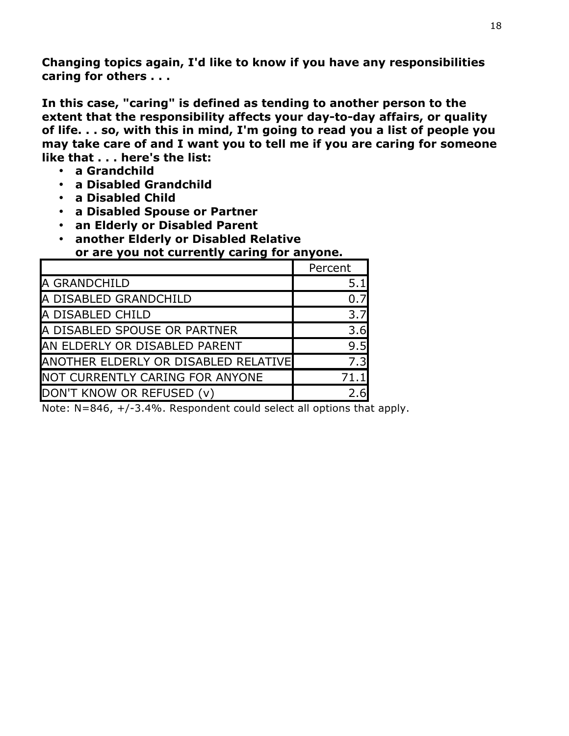**Changing topics again, I'd like to know if you have any responsibilities caring for others . . .**

**In this case, "caring" is defined as tending to another person to the extent that the responsibility affects your day-to-day affairs, or quality of life. . . so, with this in mind, I'm going to read you a list of people you may take care of and I want you to tell me if you are caring for someone like that . . . here's the list:**

- **a Grandchild**
- **a Disabled Grandchild**
- **a Disabled Child**
- **a Disabled Spouse or Partner**
- **an Elderly or Disabled Parent**
- **another Elderly or Disabled Relative**

**or are you not currently caring for anyone.**

| | Percent |
|---|---|
| A GRANDCHILD | 5.1 |
| A DISABLED GRANDCHILD | 0.7 |
| A DISABLED CHILD | 3.7 |
| A DISABLED SPOUSE OR PARTNER | 3.6 |
| AN ELDERLY OR DISABLED PARENT | 9.5 |
| ANOTHER ELDERLY OR DISABLED RELATIVE | 7.3 |
| NOT CURRENTLY CARING FOR ANYONE | 71.1 |
| DON'T KNOW OR REFUSED (v) | 2.6 |

Note: N=846, +/-3.4%. Respondent could select all options that apply.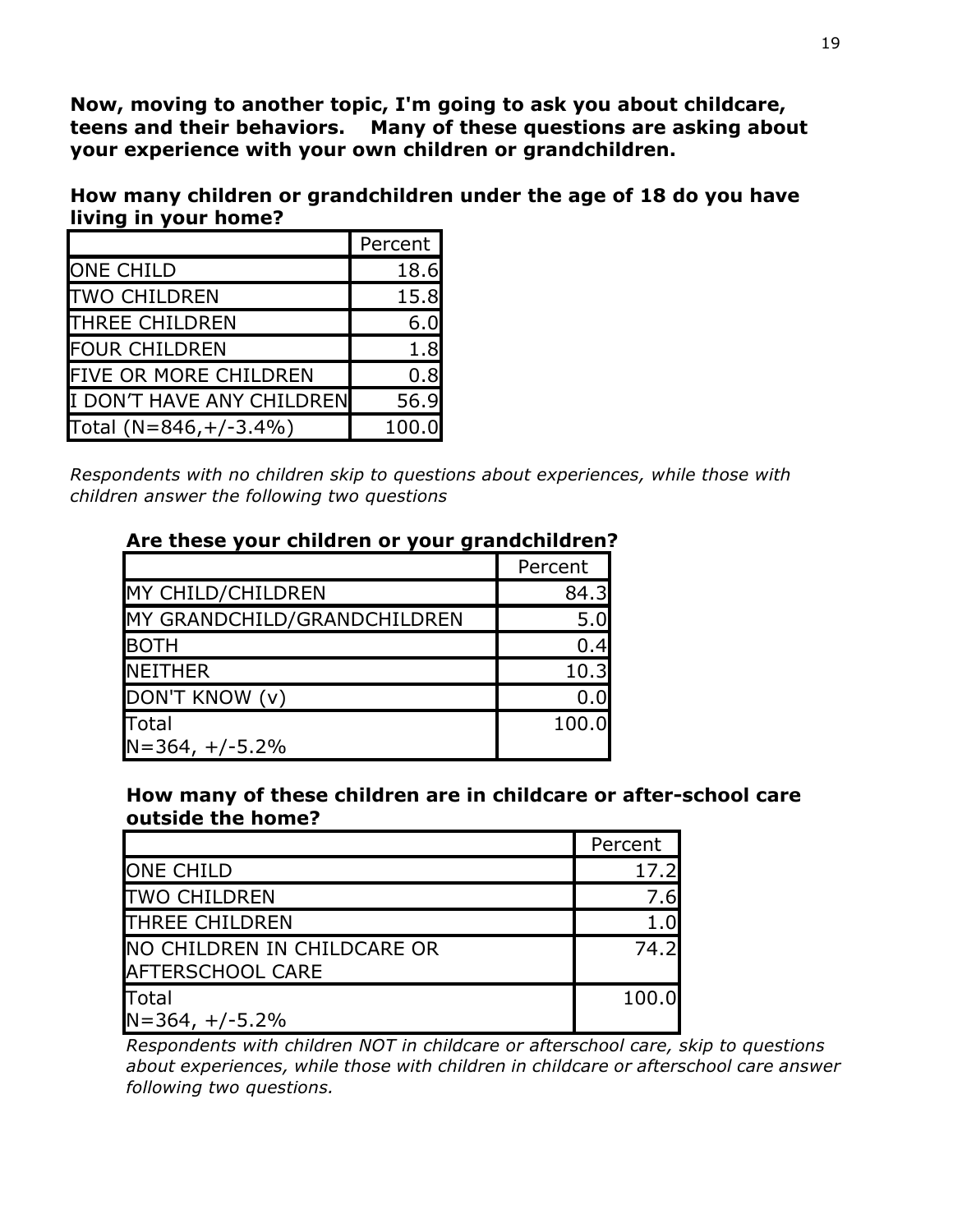**Now, moving to another topic, I'm going to ask you about childcare, teens and their behaviors. Many of these questions are asking about your experience with your own children or grandchildren.**

**How many children or grandchildren under the age of 18 do you have living in your home?**

| | Percent |
|---|---|
| ONE CHILD | 18.6 |
| TWO CHILDREN | 15.8 |
| THREE CHILDREN | 6.0 |
| FOUR CHILDREN | 1.8 |
| FIVE OR MORE CHILDREN | 0.8 |
| I DON'T HAVE ANY CHILDREN | 56.9 |
| Total (N=846,+/-3.4%) | 100.0 |

*Respondents with no children skip to questions about experiences, while those with children answer the following two questions*

**Are these your children or your grandchildren?**

| | Percent |
|---|---|
| MY CHILD/CHILDREN | 84.3 |
| MY GRANDCHILD/GRANDCHILDREN | 5.0 |
| BOTH | 0.4 |
| NEITHER | 10.3 |
| DON'T KNOW (v) | 0.0 |
| Total N=364, +/-5.2% | 100.0 |

**How many of these children are in childcare or after-school care outside the home?**

| | Percent |
|---|---|
| ONE CHILD | 17.2 |
| TWO CHILDREN | 7.6 |
| THREE CHILDREN | 1.0 |
| NO CHILDREN IN CHILDCARE OR AFTERSCHOOL CARE | 74.2 |
| Total N=364, +/-5.2% | 100.0 |

*Respondents with children NOT in childcare or afterschool care, skip to questions about experiences, while those with children in childcare or afterschool care answer following two questions.*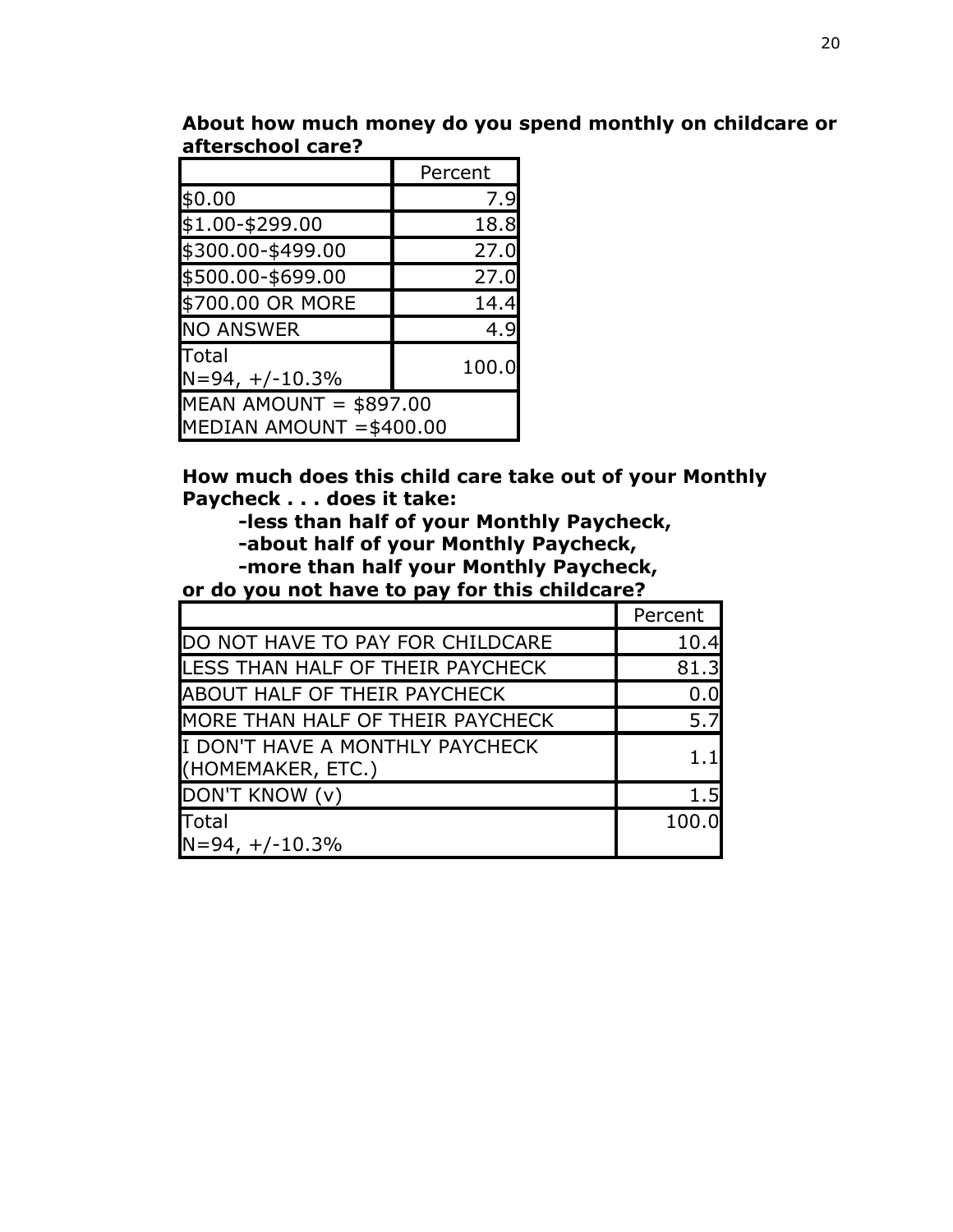**About how much money do you spend monthly on childcare or afterschool care?**

| | Percent |
|---|---|
| $0.00 | 7.9 |
| $1.00-$299.00 | 18.8 |
| $300.00-$499.00 | 27.0 |
| $500.00-$699.00 | 27.0 |
| $700.00 OR MORE | 14.4 |
| NO ANSWER | 4.9 |
| Total N=94, +/-10.3% | 100.0 |
| MEAN AMOUNT = $897.00 MEDIAN AMOUNT =$400.00 | |

**How much does this child care take out of your Monthly Paycheck . . . does it take:**
**-less than half of your Monthly Paycheck,**
**-about half of your Monthly Paycheck,**
**-more than half your Monthly Paycheck,**
**or do you not have to pay for this childcare?**

| | Percent |
|---|---|
| DO NOT HAVE TO PAY FOR CHILDCARE | 10.4 |
| LESS THAN HALF OF THEIR PAYCHECK | 81.3 |
| ABOUT HALF OF THEIR PAYCHECK | 0.0 |
| MORE THAN HALF OF THEIR PAYCHECK | 5.7 |
| I DON'T HAVE A MONTHLY PAYCHECK (HOMEMAKER, ETC.) | 1.1 |
| DON'T KNOW (v) | 1.5 |
| Total N=94, +/-10.3% | 100.0 |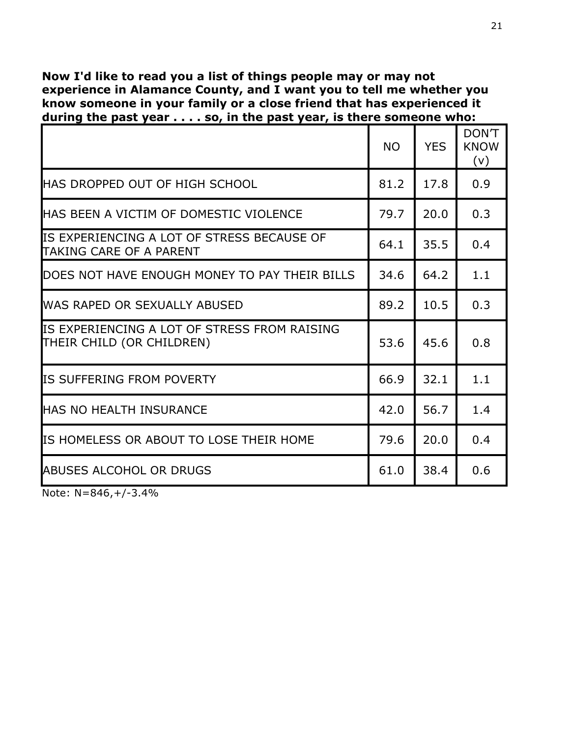**Now I'd like to read you a list of things people may or may not experience in Alamance County, and I want you to tell me whether you know someone in your family or a close friend that has experienced it during the past year . . . . so, in the past year, is there someone who:**

| | NO | YES | DON'T KNOW (v) |
|---|---|---|---|
| HAS DROPPED OUT OF HIGH SCHOOL | 81.2 | 17.8 | 0.9 |
| HAS BEEN A VICTIM OF DOMESTIC VIOLENCE | 79.7 | 20.0 | 0.3 |
| IS EXPERIENCING A LOT OF STRESS BECAUSE OF TAKING CARE OF A PARENT | 64.1 | 35.5 | 0.4 |
| DOES NOT HAVE ENOUGH MONEY TO PAY THEIR BILLS | 34.6 | 64.2 | 1.1 |
| WAS RAPED OR SEXUALLY ABUSED | 89.2 | 10.5 | 0.3 |
| IS EXPERIENCING A LOT OF STRESS FROM RAISING THEIR CHILD (OR CHILDREN) | 53.6 | 45.6 | 0.8 |
| IS SUFFERING FROM POVERTY | 66.9 | 32.1 | 1.1 |
| HAS NO HEALTH INSURANCE | 42.0 | 56.7 | 1.4 |
| IS HOMELESS OR ABOUT TO LOSE THEIR HOME | 79.6 | 20.0 | 0.4 |
| ABUSES ALCOHOL OR DRUGS | 61.0 | 38.4 | 0.6 |

Note: N=846,+/-3.4%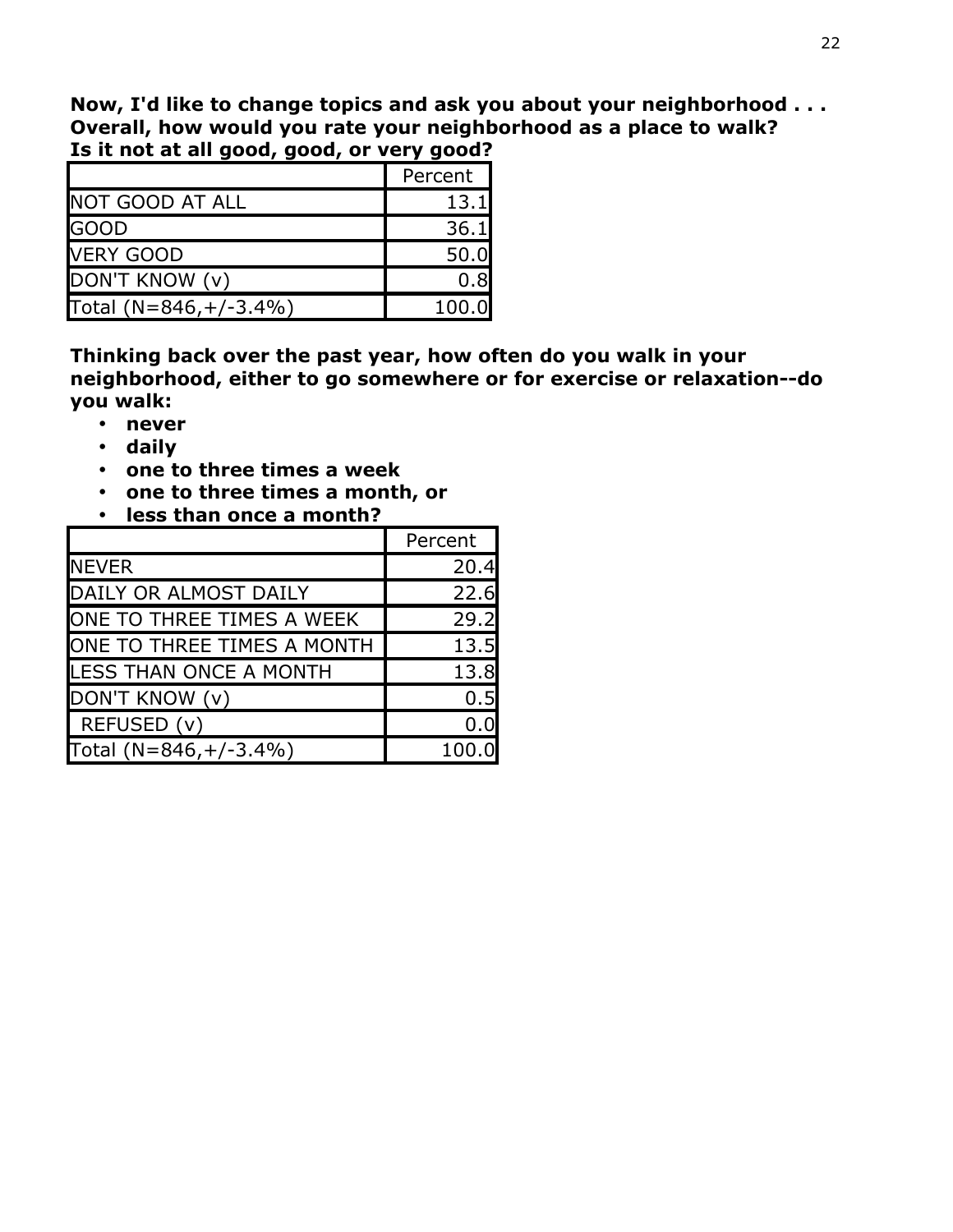**Now, I'd like to change topics and ask you about your neighborhood . . . Overall, how would you rate your neighborhood as a place to walk? Is it not at all good, good, or very good?**

| | Percent |
|---|---:|
| NOT GOOD AT ALL | 13.1 |
| GOOD | 36.1 |
| VERY GOOD | 50.0 |
| DON'T KNOW (v) | 0.8 |
| Total (N=846,+/-3.4%) | 100.0 |

**Thinking back over the past year, how often do you walk in your neighborhood, either to go somewhere or for exercise or relaxation--do you walk:**

- **never**
- **daily**
- **one to three times a week**
- **one to three times a month, or**
- **less than once a month?**

| | Percent |
|---|---:|
| NEVER | 20.4 |
| DAILY OR ALMOST DAILY | 22.6 |
| ONE TO THREE TIMES A WEEK | 29.2 |
| ONE TO THREE TIMES A MONTH | 13.5 |
| LESS THAN ONCE A MONTH | 13.8 |
| DON'T KNOW (v) | 0.5 |
| REFUSED (v) | 0.0 |
| Total (N=846,+/-3.4%) | 100.0 |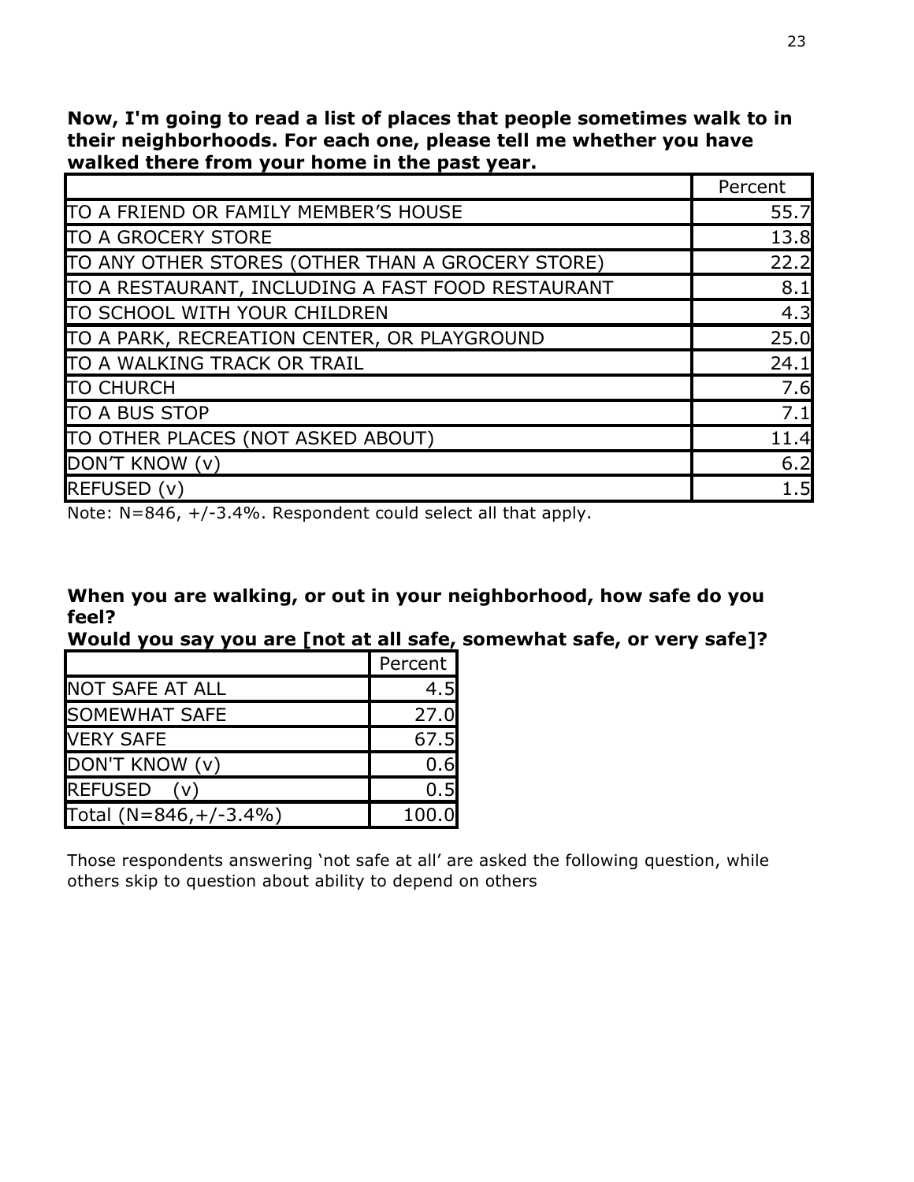**Now, I'm going to read a list of places that people sometimes walk to in their neighborhoods. For each one, please tell me whether you have walked there from your home in the past year.**

| | Percent |
|---|---|
| TO A FRIEND OR FAMILY MEMBER'S HOUSE | 55.7 |
| TO A GROCERY STORE | 13.8 |
| TO ANY OTHER STORES (OTHER THAN A GROCERY STORE) | 22.2 |
| TO A RESTAURANT, INCLUDING A FAST FOOD RESTAURANT | 8.1 |
| TO SCHOOL WITH YOUR CHILDREN | 4.3 |
| TO A PARK, RECREATION CENTER, OR PLAYGROUND | 25.0 |
| TO A WALKING TRACK OR TRAIL | 24.1 |
| TO CHURCH | 7.6 |
| TO A BUS STOP | 7.1 |
| TO OTHER PLACES (NOT ASKED ABOUT) | 11.4 |
| DON'T KNOW (v) | 6.2 |
| REFUSED (v) | 1.5 |

Note: N=846, +/-3.4%. Respondent could select all that apply.

**When you are walking, or out in your neighborhood, how safe do you feel?**
**Would you say you are [not at all safe, somewhat safe, or very safe]?**

| | Percent |
|---|---|
| NOT SAFE AT ALL | 4.5 |
| SOMEWHAT SAFE | 27.0 |
| VERY SAFE | 67.5 |
| DON'T KNOW (v) | 0.6 |
| REFUSED (v) | 0.5 |
| Total (N=846,+/-3.4%) | 100.0 |

Those respondents answering 'not safe at all' are asked the following question, while others skip to question about ability to depend on others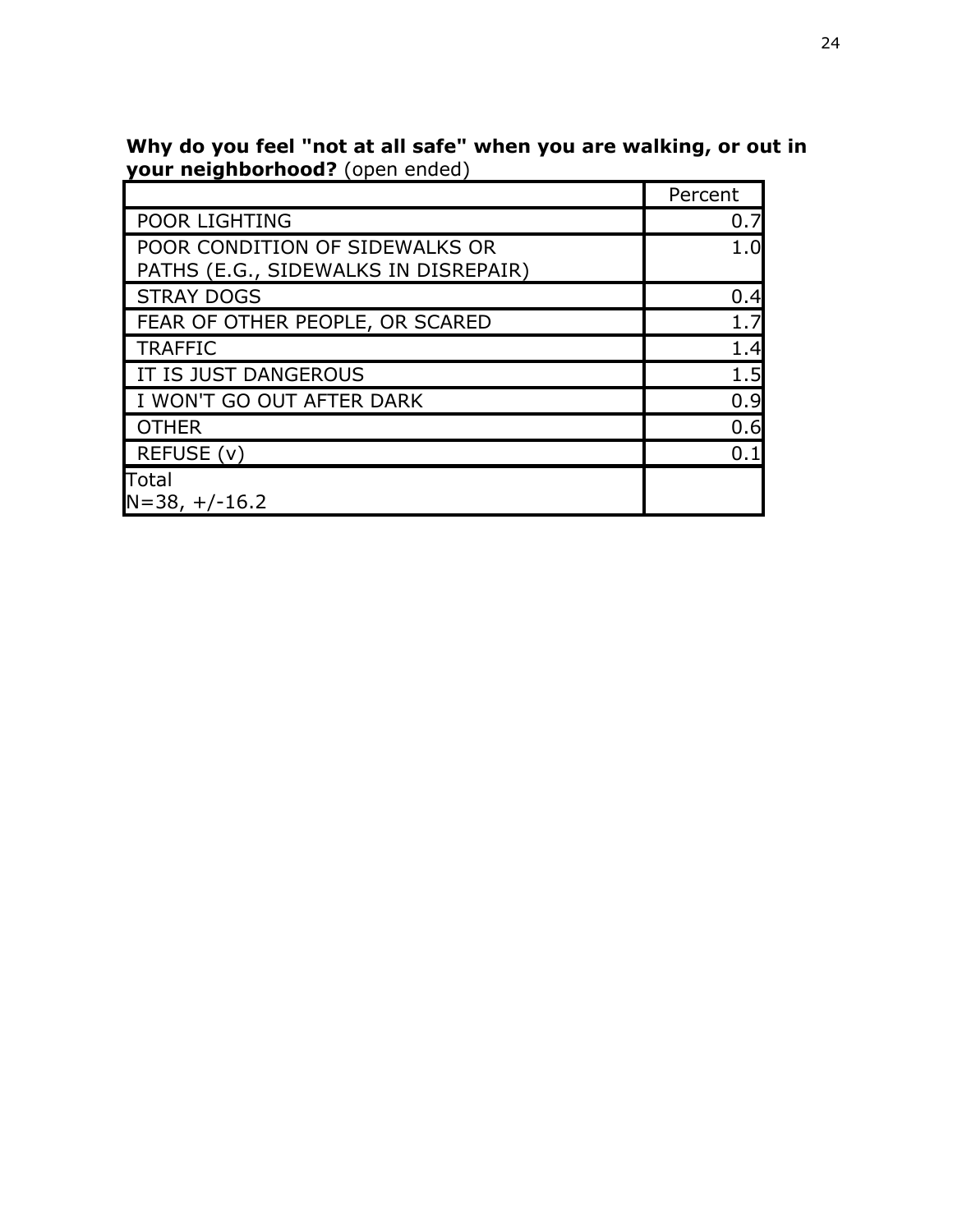**Why do you feel "not at all safe" when you are walking, or out in your neighborhood?** (open ended)

| | Percent |
|---|---|
| POOR LIGHTING | 0.7 |
| POOR CONDITION OF SIDEWALKS OR PATHS (E.G., SIDEWALKS IN DISREPAIR) | 1.0 |
| STRAY DOGS | 0.4 |
| FEAR OF OTHER PEOPLE, OR SCARED | 1.7 |
| TRAFFIC | 1.4 |
| IT IS JUST DANGEROUS | 1.5 |
| I WON'T GO OUT AFTER DARK | 0.9 |
| OTHER | 0.6 |
| REFUSE (v) | 0.1 |
| Total N=38, +/-16.2 | |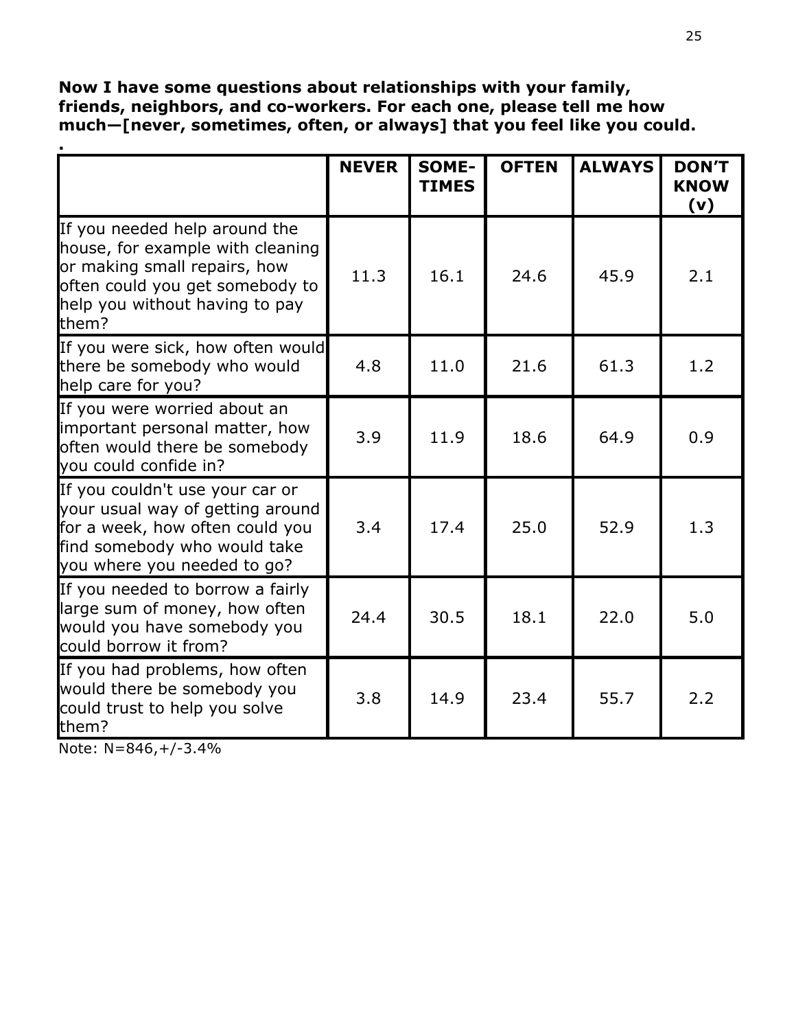**Now I have some questions about relationships with your family, friends, neighbors, and co-workers. For each one, please tell me how much—[never, sometimes, often, or always] that you feel like you could.**

**.**

| | NEVER | SOME-TIMES | OFTEN | ALWAYS | DON'T KNOW (v) |
|---|---|---|---|---|---|
| If you needed help around the house, for example with cleaning or making small repairs, how often could you get somebody to help you without having to pay them? | 11.3 | 16.1 | 24.6 | 45.9 | 2.1 |
| If you were sick, how often would there be somebody who would help care for you? | 4.8 | 11.0 | 21.6 | 61.3 | 1.2 |
| If you were worried about an important personal matter, how often would there be somebody you could confide in? | 3.9 | 11.9 | 18.6 | 64.9 | 0.9 |
| If you couldn't use your car or your usual way of getting around for a week, how often could you find somebody who would take you where you needed to go? | 3.4 | 17.4 | 25.0 | 52.9 | 1.3 |
| If you needed to borrow a fairly large sum of money, how often would you have somebody you could borrow it from? | 24.4 | 30.5 | 18.1 | 22.0 | 5.0 |
| If you had problems, how often would there be somebody you could trust to help you solve them? | 3.8 | 14.9 | 23.4 | 55.7 | 2.2 |

Note: N=846,+/-3.4%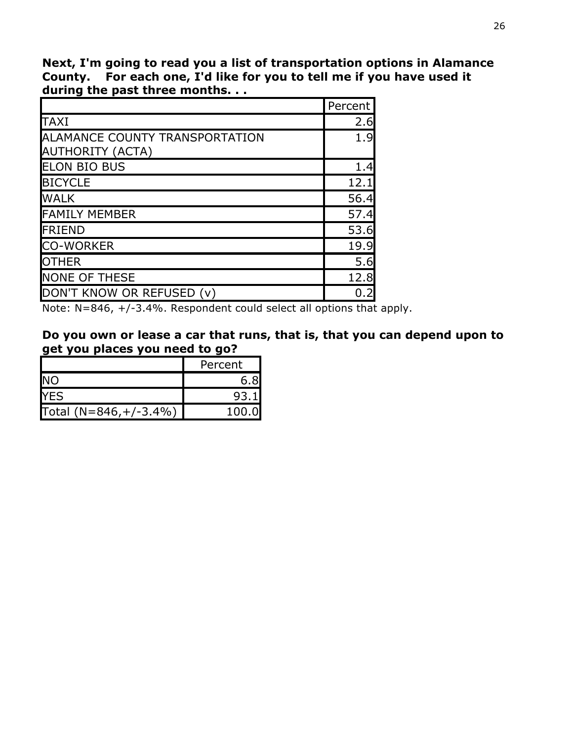**Next, I'm going to read you a list of transportation options in Alamance County. For each one, I'd like for you to tell me if you have used it during the past three months. . .**

| | Percent |
|---|---|
| TAXI | 2.6 |
| ALAMANCE COUNTY TRANSPORTATION AUTHORITY (ACTA) | 1.9 |
| ELON BIO BUS | 1.4 |
| BICYCLE | 12.1 |
| WALK | 56.4 |
| FAMILY MEMBER | 57.4 |
| FRIEND | 53.6 |
| CO-WORKER | 19.9 |
| OTHER | 5.6 |
| NONE OF THESE | 12.8 |
| DON'T KNOW OR REFUSED (v) | 0.2 |

Note: N=846, +/-3.4%. Respondent could select all options that apply.

**Do you own or lease a car that runs, that is, that you can depend upon to get you places you need to go?**

| | Percent |
|---|---|
| NO | 6.8 |
| YES | 93.1 |
| Total (N=846,+/-3.4%) | 100.0 |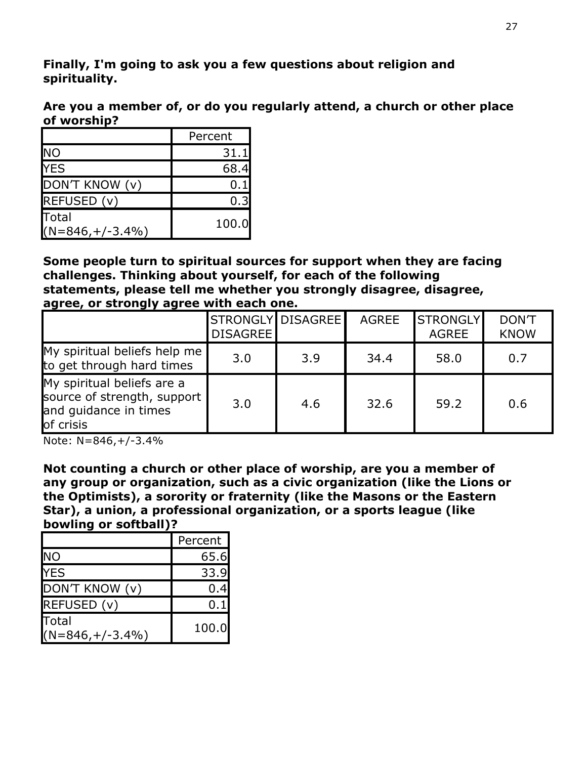**Finally, I'm going to ask you a few questions about religion and spirituality.**

**Are you a member of, or do you regularly attend, a church or other place of worship?**

| | Percent |
|---|---|
| NO | 31.1 |
| YES | 68.4 |
| DON'T KNOW (v) | 0.1 |
| REFUSED (v) | 0.3 |
| Total (N=846,+/-3.4%) | 100.0 |

**Some people turn to spiritual sources for support when they are facing challenges. Thinking about yourself, for each of the following statements, please tell me whether you strongly disagree, disagree, agree, or strongly agree with each one.**

| | STRONGLY DISAGREE | DISAGREE | AGREE | STRONGLY AGREE | DON'T KNOW |
|---|---|---|---|---|---|
| My spiritual beliefs help me to get through hard times | 3.0 | 3.9 | 34.4 | 58.0 | 0.7 |
| My spiritual beliefs are a source of strength, support and guidance in times of crisis | 3.0 | 4.6 | 32.6 | 59.2 | 0.6 |

Note: N=846,+/-3.4%

**Not counting a church or other place of worship, are you a member of any group or organization, such as a civic organization (like the Lions or the Optimists), a sorority or fraternity (like the Masons or the Eastern Star), a union, a professional organization, or a sports league (like bowling or softball)?**

| | Percent |
|---|---|
| NO | 65.6 |
| YES | 33.9 |
| DON'T KNOW (v) | 0.4 |
| REFUSED (v) | 0.1 |
| Total (N=846,+/-3.4%) | 100.0 |